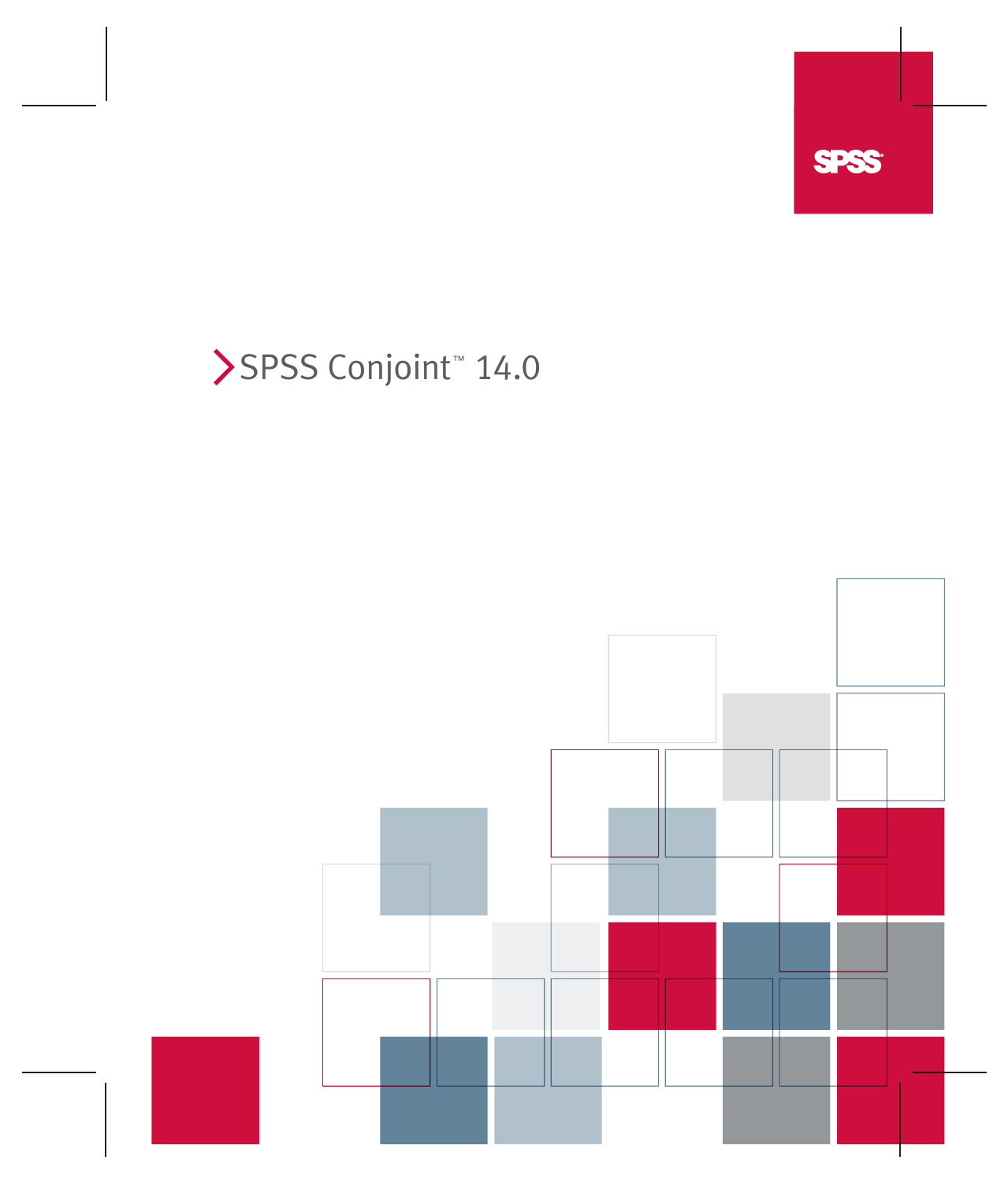SPSS

# SPSS Conjoint™ 14.0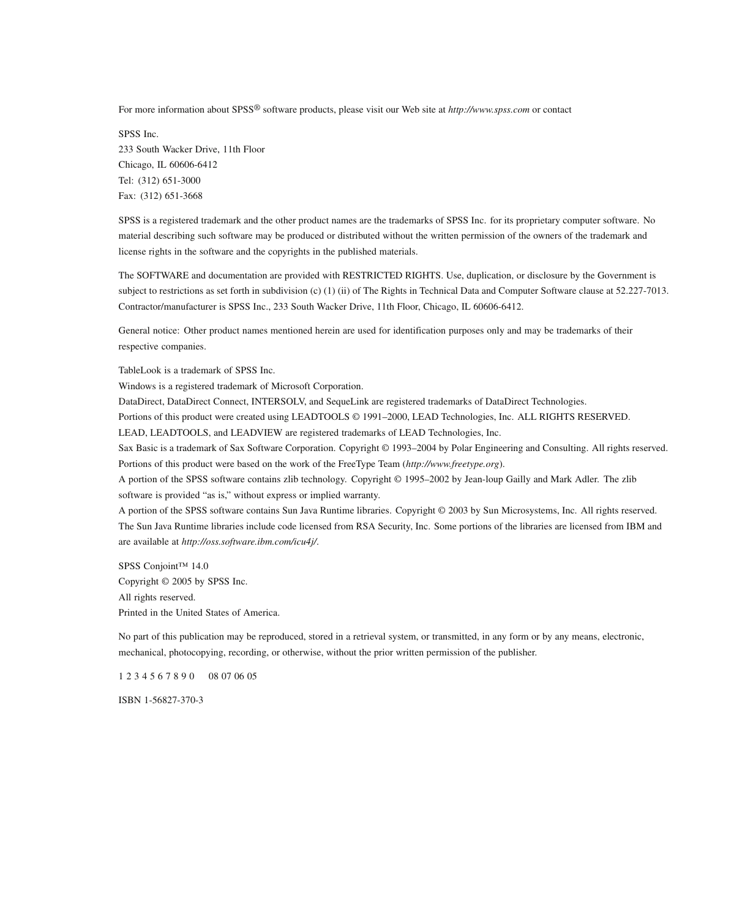For more information about SPSS® software products, please visit our Web site at *http://www.spss.com* or contact

SPSS Inc.  
233 South Wacker Drive, 11th Floor  
Chicago, IL 60606-6412  
Tel: (312) 651-3000  
Fax: (312) 651-3668

SPSS is a registered trademark and the other product names are the trademarks of SPSS Inc. for its proprietary computer software. No material describing such software may be produced or distributed without the written permission of the owners of the trademark and license rights in the software and the copyrights in the published materials.

The SOFTWARE and documentation are provided with RESTRICTED RIGHTS. Use, duplication, or disclosure by the Government is subject to restrictions as set forth in subdivision (c) (1) (ii) of The Rights in Technical Data and Computer Software clause at 52.227-7013. Contractor/manufacturer is SPSS Inc., 233 South Wacker Drive, 11th Floor, Chicago, IL 60606-6412.

General notice: Other product names mentioned herein are used for identification purposes only and may be trademarks of their respective companies.

TableLook is a trademark of SPSS Inc.  
Windows is a registered trademark of Microsoft Corporation.  
DataDirect, DataDirect Connect, INTERSOLV, and SequeLink are registered trademarks of DataDirect Technologies.  
Portions of this product were created using LEADTOOLS © 1991–2000, LEAD Technologies, Inc. ALL RIGHTS RESERVED.  
LEAD, LEADTOOLS, and LEADVIEW are registered trademarks of LEAD Technologies, Inc.  
Sax Basic is a trademark of Sax Software Corporation. Copyright © 1993–2004 by Polar Engineering and Consulting. All rights reserved.  
Portions of this product were based on the work of the FreeType Team (*http://www.freetype.org*).  
A portion of the SPSS software contains zlib technology. Copyright © 1995–2002 by Jean-loup Gailly and Mark Adler. The zlib software is provided "as is," without express or implied warranty.  
A portion of the SPSS software contains Sun Java Runtime libraries. Copyright © 2003 by Sun Microsystems, Inc. All rights reserved. The Sun Java Runtime libraries include code licensed from RSA Security, Inc. Some portions of the libraries are licensed from IBM and are available at *http://oss.software.ibm.com/icu4j/*.

SPSS Conjoint™ 14.0  
Copyright © 2005 by SPSS Inc.  
All rights reserved.  
Printed in the United States of America.

No part of this publication may be reproduced, stored in a retrieval system, or transmitted, in any form or by any means, electronic, mechanical, photocopying, recording, or otherwise, without the prior written permission of the publisher.

1 2 3 4 5 6 7 8 9 0 08 07 06 05

ISBN 1-56827-370-3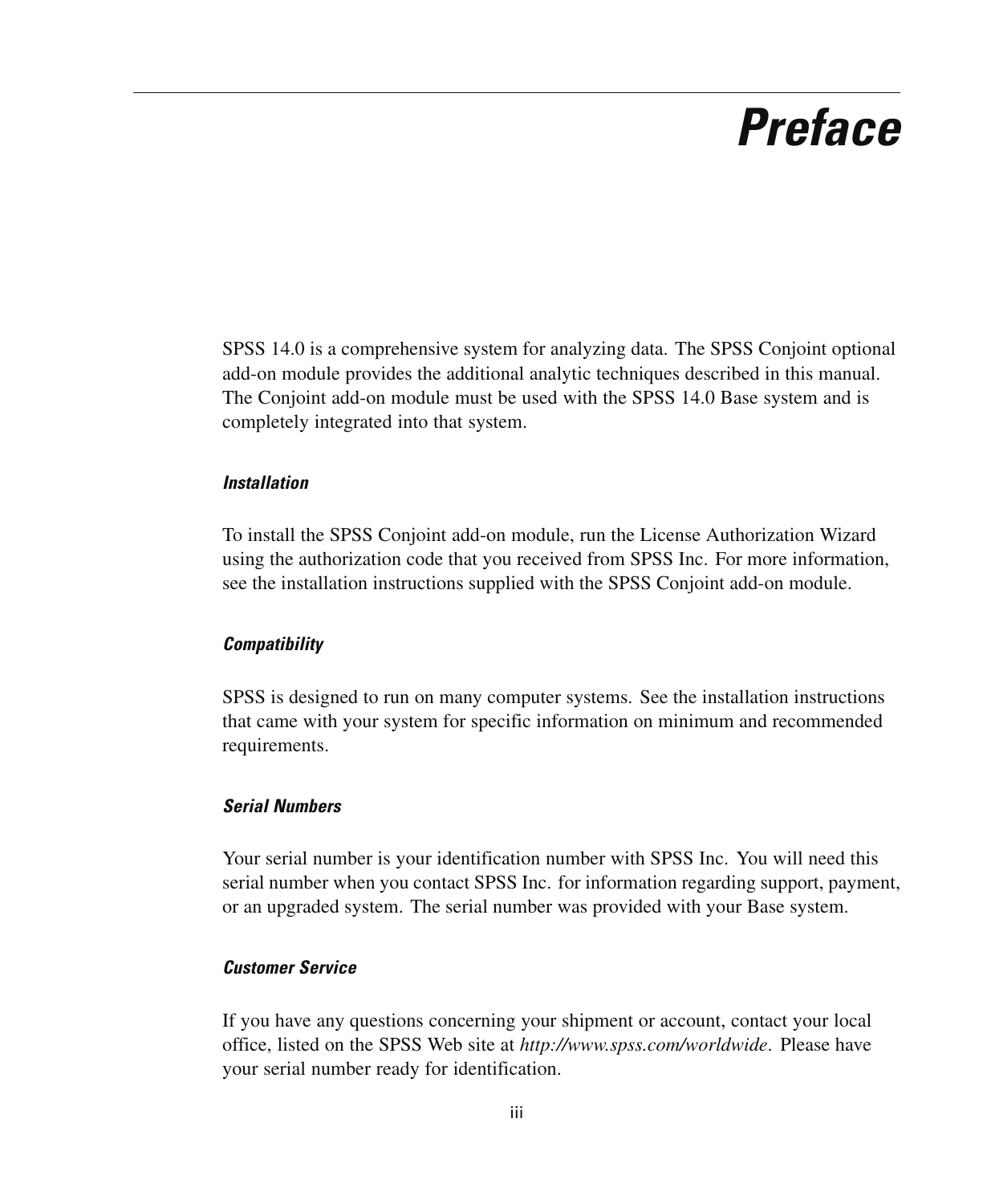# Preface

SPSS 14.0 is a comprehensive system for analyzing data. The SPSS Conjoint optional add-on module provides the additional analytic techniques described in this manual. The Conjoint add-on module must be used with the SPSS 14.0 Base system and is completely integrated into that system.

### *Installation*

To install the SPSS Conjoint add-on module, run the License Authorization Wizard using the authorization code that you received from SPSS Inc. For more information, see the installation instructions supplied with the SPSS Conjoint add-on module.

### *Compatibility*

SPSS is designed to run on many computer systems. See the installation instructions that came with your system for specific information on minimum and recommended requirements.

### *Serial Numbers*

Your serial number is your identification number with SPSS Inc. You will need this serial number when you contact SPSS Inc. for information regarding support, payment, or an upgraded system. The serial number was provided with your Base system.

### *Customer Service*

If you have any questions concerning your shipment or account, contact your local office, listed on the SPSS Web site at *http://www.spss.com/worldwide*. Please have your serial number ready for identification.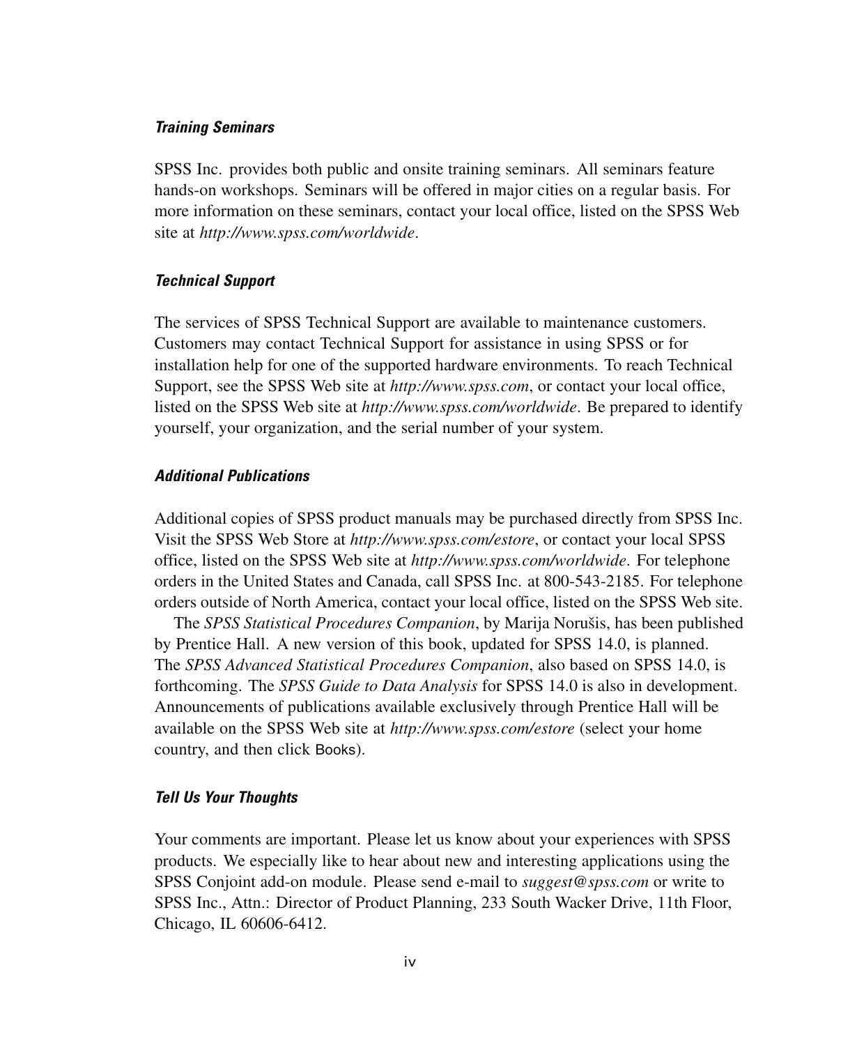### *Training Seminars*

SPSS Inc. provides both public and onsite training seminars. All seminars feature hands-on workshops. Seminars will be offered in major cities on a regular basis. For more information on these seminars, contact your local office, listed on the SPSS Web site at *http://www.spss.com/worldwide*.

### *Technical Support*

The services of SPSS Technical Support are available to maintenance customers. Customers may contact Technical Support for assistance in using SPSS or for installation help for one of the supported hardware environments. To reach Technical Support, see the SPSS Web site at *http://www.spss.com*, or contact your local office, listed on the SPSS Web site at *http://www.spss.com/worldwide*. Be prepared to identify yourself, your organization, and the serial number of your system.

### *Additional Publications*

Additional copies of SPSS product manuals may be purchased directly from SPSS Inc. Visit the SPSS Web Store at *http://www.spss.com/estore*, or contact your local SPSS office, listed on the SPSS Web site at *http://www.spss.com/worldwide*. For telephone orders in the United States and Canada, call SPSS Inc. at 800-543-2185. For telephone orders outside of North America, contact your local office, listed on the SPSS Web site.

The *SPSS Statistical Procedures Companion*, by Marija Norušis, has been published by Prentice Hall. A new version of this book, updated for SPSS 14.0, is planned. The *SPSS Advanced Statistical Procedures Companion*, also based on SPSS 14.0, is forthcoming. The *SPSS Guide to Data Analysis* for SPSS 14.0 is also in development. Announcements of publications available exclusively through Prentice Hall will be available on the SPSS Web site at *http://www.spss.com/estore* (select your home country, and then click Books).

### *Tell Us Your Thoughts*

Your comments are important. Please let us know about your experiences with SPSS products. We especially like to hear about new and interesting applications using the SPSS Conjoint add-on module. Please send e-mail to *suggest@spss.com* or write to SPSS Inc., Attn.: Director of Product Planning, 233 South Wacker Drive, 11th Floor, Chicago, IL 60606-6412.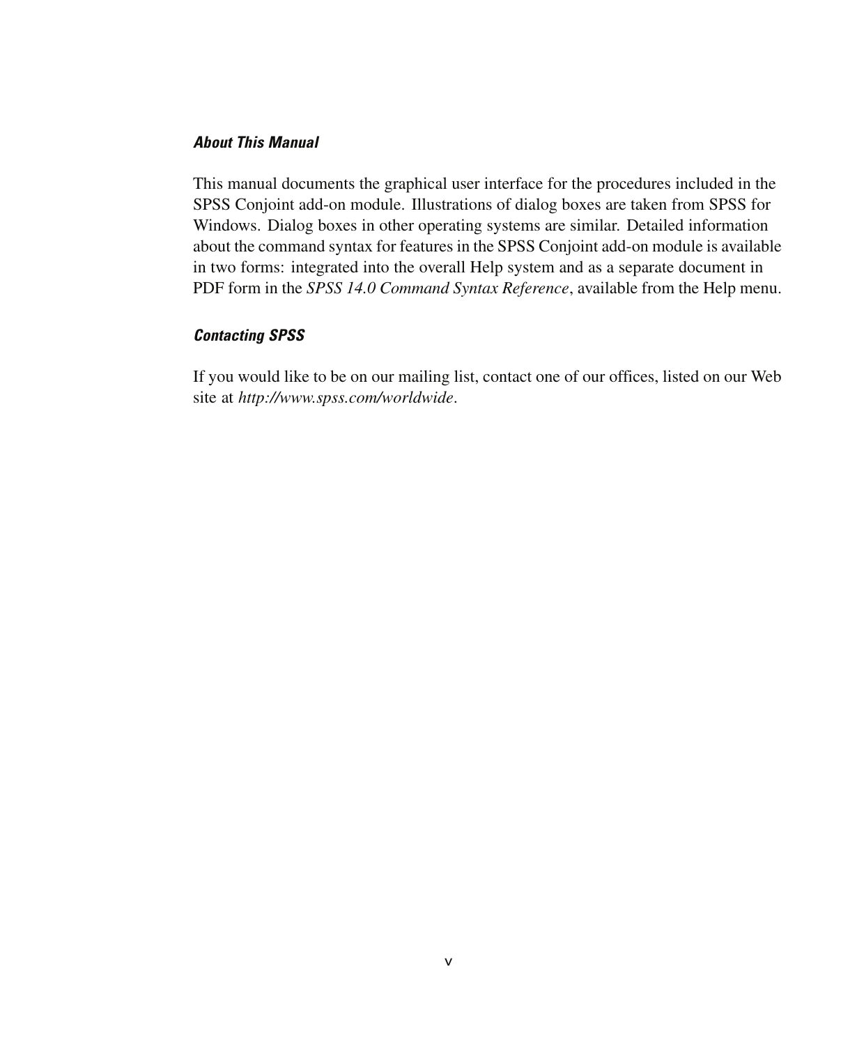### *About This Manual*

This manual documents the graphical user interface for the procedures included in the SPSS Conjoint add-on module. Illustrations of dialog boxes are taken from SPSS for Windows. Dialog boxes in other operating systems are similar. Detailed information about the command syntax for features in the SPSS Conjoint add-on module is available in two forms: integrated into the overall Help system and as a separate document in PDF form in the *SPSS 14.0 Command Syntax Reference*, available from the Help menu.

### *Contacting SPSS*

If you would like to be on our mailing list, contact one of our offices, listed on our Web site at *http://www.spss.com/worldwide*.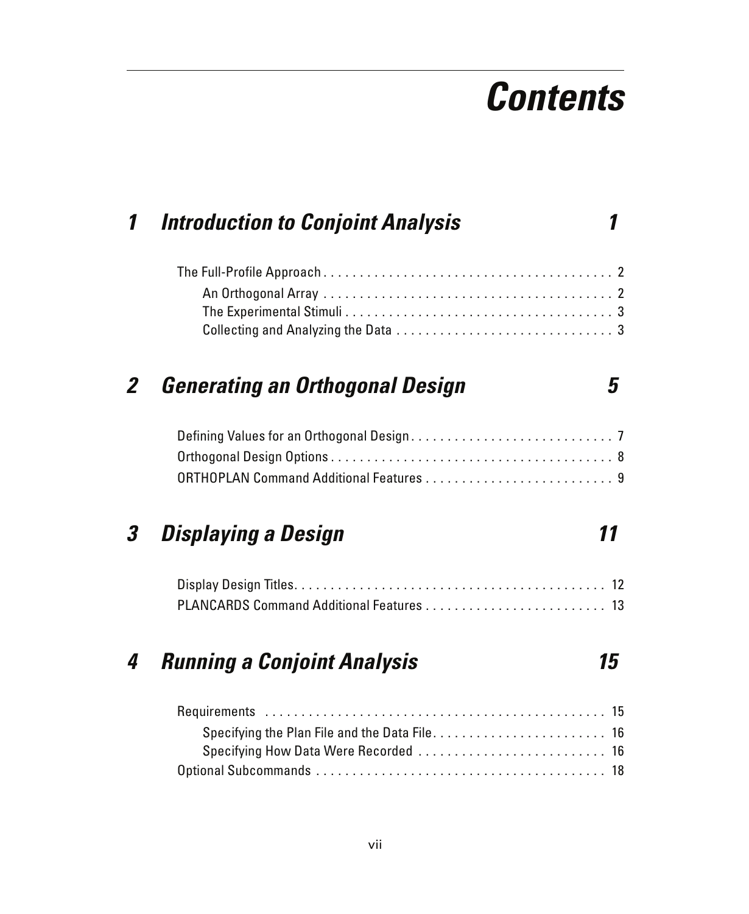# Contents

## 1 Introduction to Conjoint Analysis 1

The Full-Profile Approach . . . . . . . . . . . . . . . . . . . . . . . . . . . . . . . . . . . . . . . . 2

- An Orthogonal Array . . . . . . . . . . . . . . . . . . . . . . . . . . . . . . . . . . . . . . . . 2
- The Experimental Stimuli . . . . . . . . . . . . . . . . . . . . . . . . . . . . . . . . . . . . . 3
- Collecting and Analyzing the Data . . . . . . . . . . . . . . . . . . . . . . . . . . . . . . 3

## 2 Generating an Orthogonal Design 5

Defining Values for an Orthogonal Design . . . . . . . . . . . . . . . . . . . . . . . . . . . . 7

Orthogonal Design Options . . . . . . . . . . . . . . . . . . . . . . . . . . . . . . . . . . . . . . . 8

ORTHOPLAN Command Additional Features . . . . . . . . . . . . . . . . . . . . . . . . . . 9

## 3 Displaying a Design 11

Display Design Titles. . . . . . . . . . . . . . . . . . . . . . . . . . . . . . . . . . . . . . . . . . . 12

PLANCARDS Command Additional Features . . . . . . . . . . . . . . . . . . . . . . . . . 13

## 4 Running a Conjoint Analysis 15

Requirements . . . . . . . . . . . . . . . . . . . . . . . . . . . . . . . . . . . . . . . . . . . . . . . 15

- Specifying the Plan File and the Data File. . . . . . . . . . . . . . . . . . . . . . . . 16
- Specifying How Data Were Recorded . . . . . . . . . . . . . . . . . . . . . . . . . . 16

Optional Subcommands . . . . . . . . . . . . . . . . . . . . . . . . . . . . . . . . . . . . . . . . 18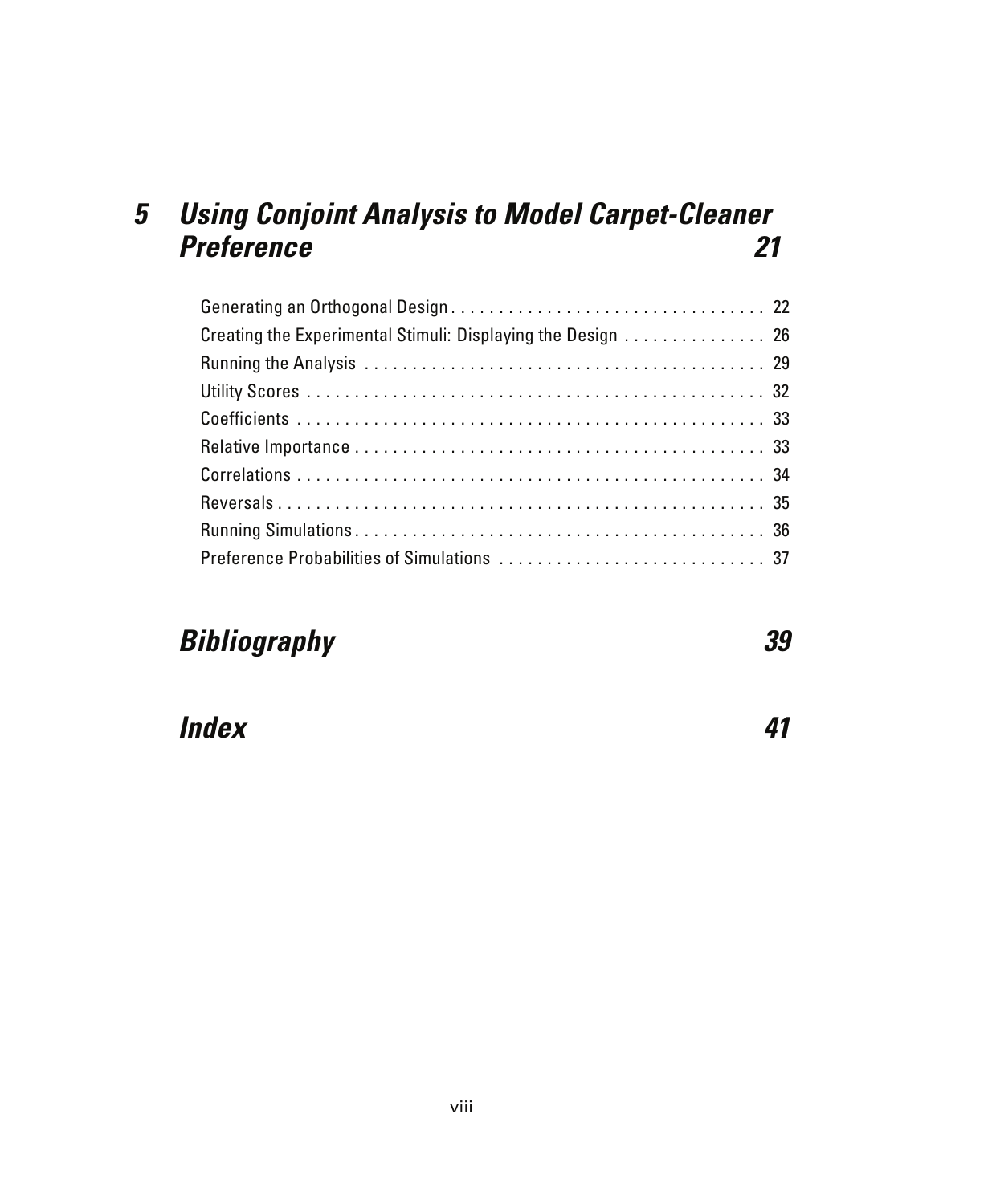## 5 Using Conjoint Analysis to Model Carpet-Cleaner Preference 21

Generating an Orthogonal Design . . . . . . . . . . . . . . . . . . . . . . . . . . . . . . . . . 22
Creating the Experimental Stimuli: Displaying the Design . . . . . . . . . . . . . . . 26
Running the Analysis . . . . . . . . . . . . . . . . . . . . . . . . . . . . . . . . . . . . . . . . . 29
Utility Scores . . . . . . . . . . . . . . . . . . . . . . . . . . . . . . . . . . . . . . . . . . . . . . . 32
Coefficients . . . . . . . . . . . . . . . . . . . . . . . . . . . . . . . . . . . . . . . . . . . . . . . . 33
Relative Importance . . . . . . . . . . . . . . . . . . . . . . . . . . . . . . . . . . . . . . . . . . 33
Correlations . . . . . . . . . . . . . . . . . . . . . . . . . . . . . . . . . . . . . . . . . . . . . . . . 34
Reversals . . . . . . . . . . . . . . . . . . . . . . . . . . . . . . . . . . . . . . . . . . . . . . . . . . 35
Running Simulations . . . . . . . . . . . . . . . . . . . . . . . . . . . . . . . . . . . . . . . . . . 36
Preference Probabilities of Simulations . . . . . . . . . . . . . . . . . . . . . . . . . . . . 37

## Bibliography 39

## Index 41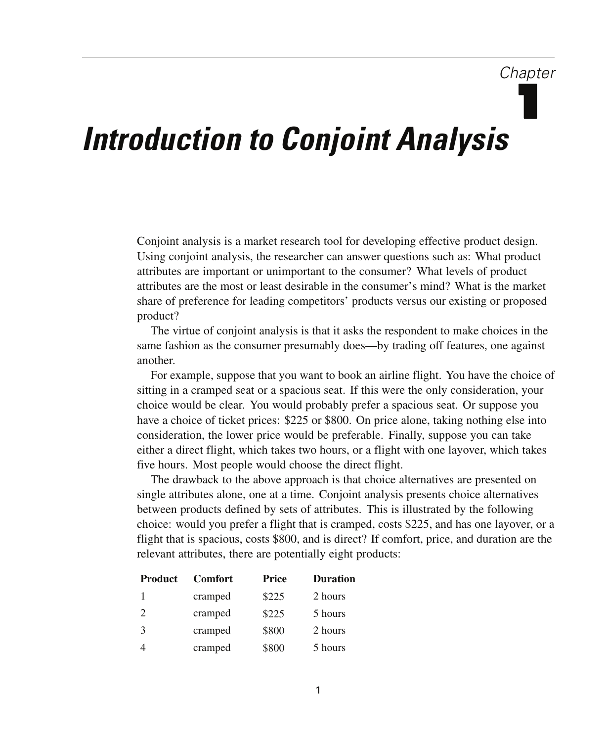# Chapter 1: Introduction to Conjoint Analysis

Conjoint analysis is a market research tool for developing effective product design. Using conjoint analysis, the researcher can answer questions such as: What product attributes are important or unimportant to the consumer? What levels of product attributes are the most or least desirable in the consumer's mind? What is the market share of preference for leading competitors' products versus our existing or proposed product?

The virtue of conjoint analysis is that it asks the respondent to make choices in the same fashion as the consumer presumably does—by trading off features, one against another.

For example, suppose that you want to book an airline flight. You have the choice of sitting in a cramped seat or a spacious seat. If this were the only consideration, your choice would be clear. You would probably prefer a spacious seat. Or suppose you have a choice of ticket prices: $225 or $800. On price alone, taking nothing else into consideration, the lower price would be preferable. Finally, suppose you can take either a direct flight, which takes two hours, or a flight with one layover, which takes five hours. Most people would choose the direct flight.

The drawback to the above approach is that choice alternatives are presented on single attributes alone, one at a time. Conjoint analysis presents choice alternatives between products defined by sets of attributes. This is illustrated by the following choice: would you prefer a flight that is cramped, costs $225, and has one layover, or a flight that is spacious, costs $800, and is direct? If comfort, price, and duration are the relevant attributes, there are potentially eight products:

| Product | Comfort | Price | Duration |
|---|---|---|---|
| 1 | cramped | $225 | 2 hours |
| 2 | cramped | $225 | 5 hours |
| 3 | cramped | $800 | 2 hours |
| 4 | cramped | $800 | 5 hours |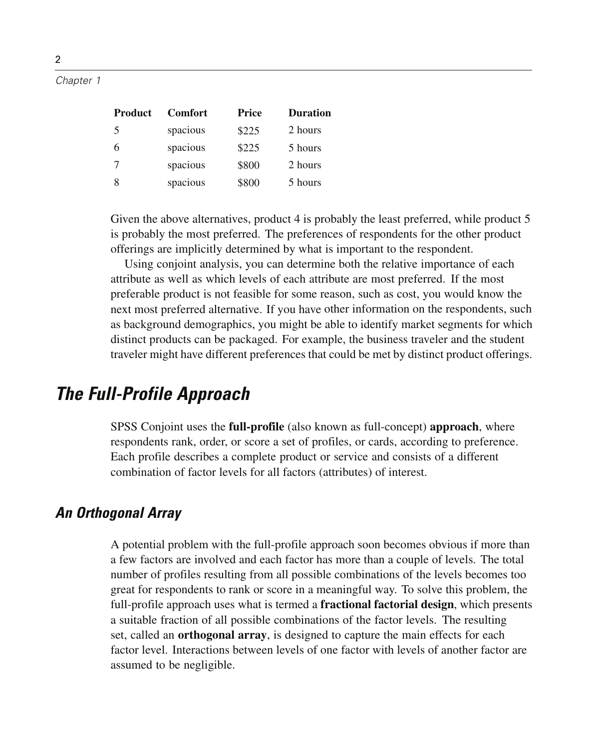| Product | Comfort | Price | Duration |
|---|---|---|---|
| 5 | spacious | $225 | 2 hours |
| 6 | spacious | $225 | 5 hours |
| 7 | spacious | $800 | 2 hours |
| 8 | spacious | $800 | 5 hours |

Given the above alternatives, product 4 is probably the least preferred, while product 5 is probably the most preferred. The preferences of respondents for the other product offerings are implicitly determined by what is important to the respondent.

Using conjoint analysis, you can determine both the relative importance of each attribute as well as which levels of each attribute are most preferred. If the most preferable product is not feasible for some reason, such as cost, you would know the next most preferred alternative. If you have other information on the respondents, such as background demographics, you might be able to identify market segments for which distinct products can be packaged. For example, the business traveler and the student traveler might have different preferences that could be met by distinct product offerings.

## The Full-Profile Approach

SPSS Conjoint uses the **full-profile** (also known as full-concept) **approach**, where respondents rank, order, or score a set of profiles, or cards, according to preference. Each profile describes a complete product or service and consists of a different combination of factor levels for all factors (attributes) of interest.

### An Orthogonal Array

A potential problem with the full-profile approach soon becomes obvious if more than a few factors are involved and each factor has more than a couple of levels. The total number of profiles resulting from all possible combinations of the levels becomes too great for respondents to rank or score in a meaningful way. To solve this problem, the full-profile approach uses what is termed a **fractional factorial design**, which presents a suitable fraction of all possible combinations of the factor levels. The resulting set, called an **orthogonal array**, is designed to capture the main effects for each factor level. Interactions between levels of one factor with levels of another factor are assumed to be negligible.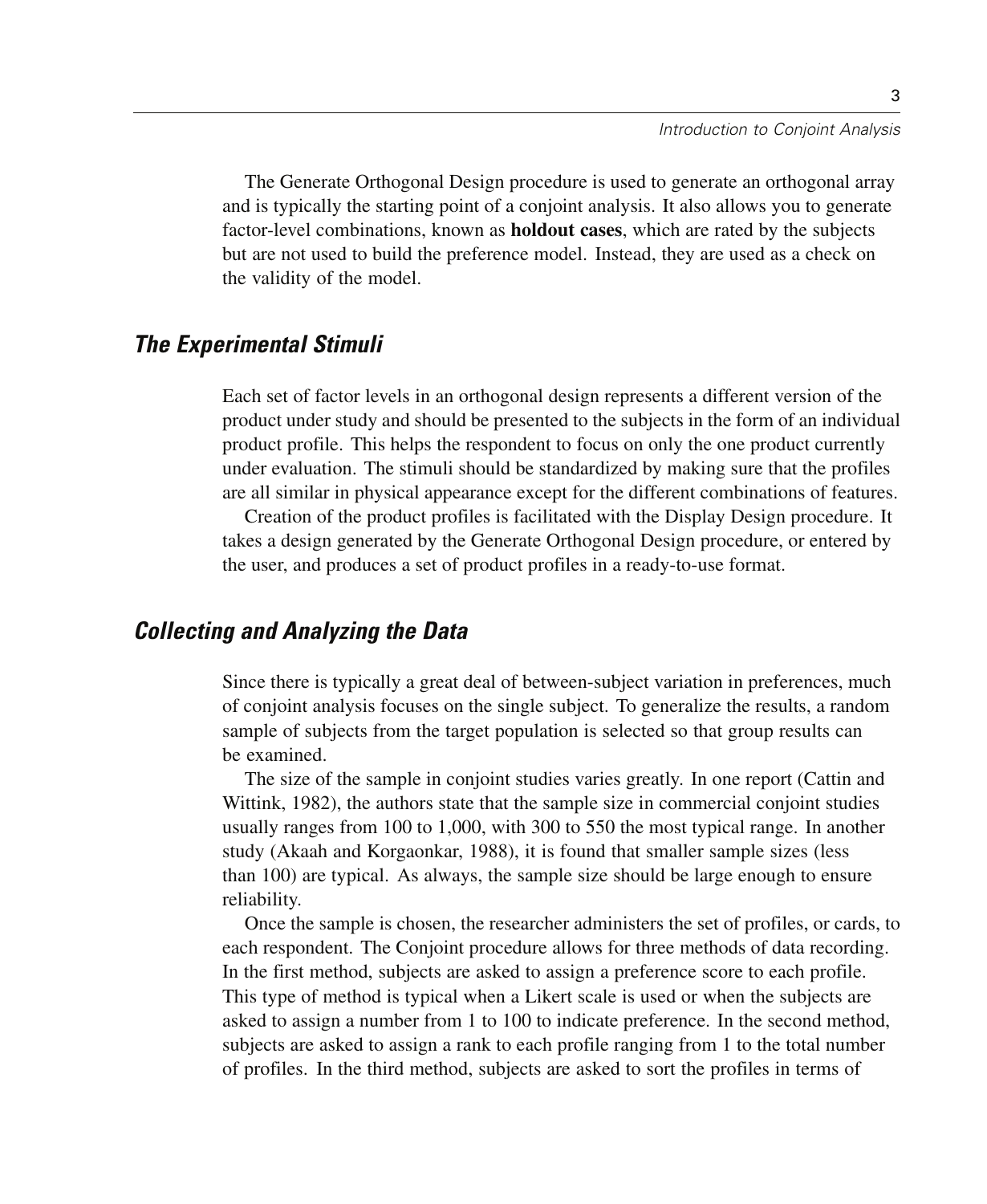The Generate Orthogonal Design procedure is used to generate an orthogonal array and is typically the starting point of a conjoint analysis. It also allows you to generate factor-level combinations, known as **holdout cases**, which are rated by the subjects but are not used to build the preference model. Instead, they are used as a check on the validity of the model.

## The Experimental Stimuli

Each set of factor levels in an orthogonal design represents a different version of the product under study and should be presented to the subjects in the form of an individual product profile. This helps the respondent to focus on only the one product currently under evaluation. The stimuli should be standardized by making sure that the profiles are all similar in physical appearance except for the different combinations of features.

Creation of the product profiles is facilitated with the Display Design procedure. It takes a design generated by the Generate Orthogonal Design procedure, or entered by the user, and produces a set of product profiles in a ready-to-use format.

## Collecting and Analyzing the Data

Since there is typically a great deal of between-subject variation in preferences, much of conjoint analysis focuses on the single subject. To generalize the results, a random sample of subjects from the target population is selected so that group results can be examined.

The size of the sample in conjoint studies varies greatly. In one report (Cattin and Wittink, 1982), the authors state that the sample size in commercial conjoint studies usually ranges from 100 to 1,000, with 300 to 550 the most typical range. In another study (Akaah and Korgaonkar, 1988), it is found that smaller sample sizes (less than 100) are typical. As always, the sample size should be large enough to ensure reliability.

Once the sample is chosen, the researcher administers the set of profiles, or cards, to each respondent. The Conjoint procedure allows for three methods of data recording. In the first method, subjects are asked to assign a preference score to each profile. This type of method is typical when a Likert scale is used or when the subjects are asked to assign a number from 1 to 100 to indicate preference. In the second method, subjects are asked to assign a rank to each profile ranging from 1 to the total number of profiles. In the third method, subjects are asked to sort the profiles in terms of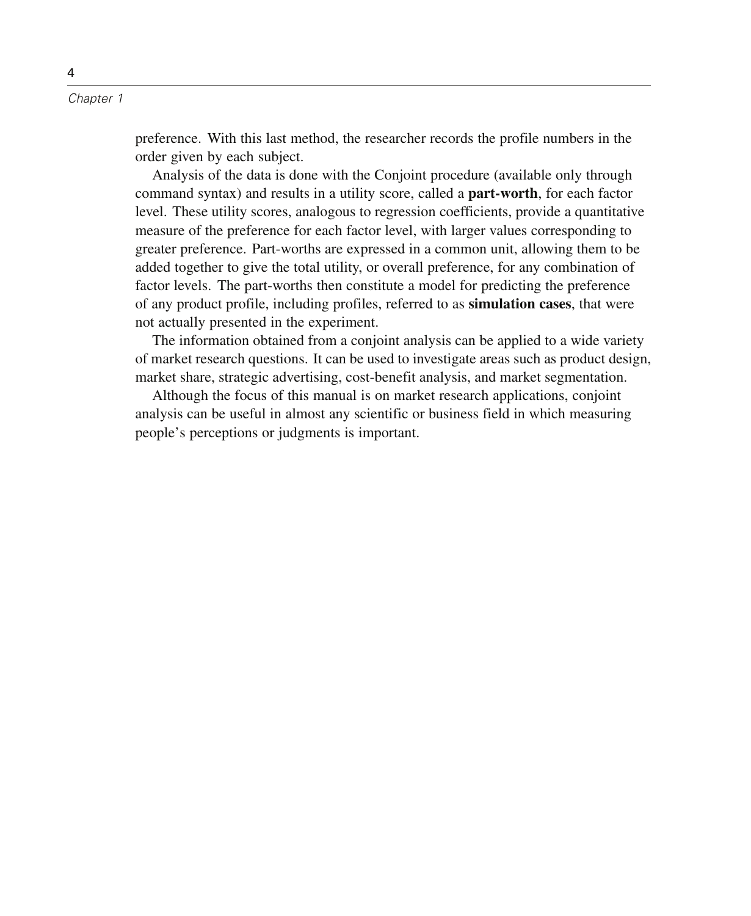preference. With this last method, the researcher records the profile numbers in the order given by each subject.

Analysis of the data is done with the Conjoint procedure (available only through command syntax) and results in a utility score, called a **part-worth**, for each factor level. These utility scores, analogous to regression coefficients, provide a quantitative measure of the preference for each factor level, with larger values corresponding to greater preference. Part-worths are expressed in a common unit, allowing them to be added together to give the total utility, or overall preference, for any combination of factor levels. The part-worths then constitute a model for predicting the preference of any product profile, including profiles, referred to as **simulation cases**, that were not actually presented in the experiment.

The information obtained from a conjoint analysis can be applied to a wide variety of market research questions. It can be used to investigate areas such as product design, market share, strategic advertising, cost-benefit analysis, and market segmentation.

Although the focus of this manual is on market research applications, conjoint analysis can be useful in almost any scientific or business field in which measuring people's perceptions or judgments is important.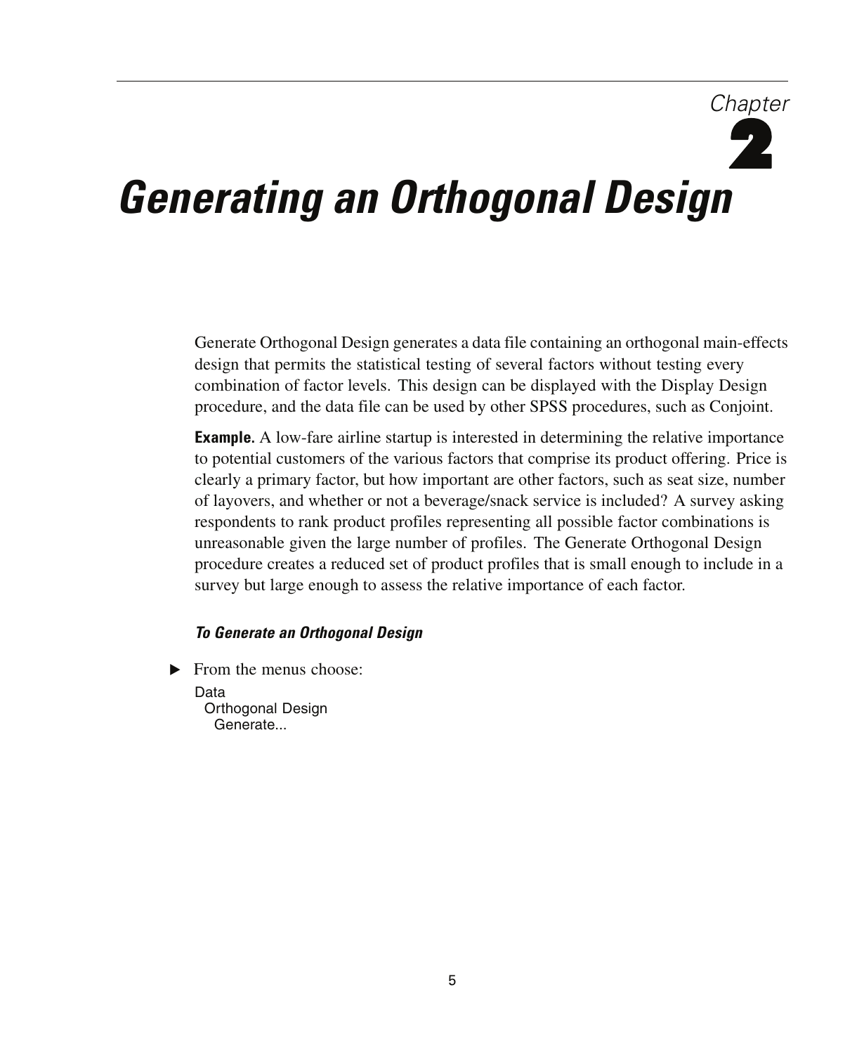# Chapter 2

# Generating an Orthogonal Design

Generate Orthogonal Design generates a data file containing an orthogonal main-effects design that permits the statistical testing of several factors without testing every combination of factor levels. This design can be displayed with the Display Design procedure, and the data file can be used by other SPSS procedures, such as Conjoint.

**Example.** A low-fare airline startup is interested in determining the relative importance to potential customers of the various factors that comprise its product offering. Price is clearly a primary factor, but how important are other factors, such as seat size, number of layovers, and whether or not a beverage/snack service is included? A survey asking respondents to rank product profiles representing all possible factor combinations is unreasonable given the large number of profiles. The Generate Orthogonal Design procedure creates a reduced set of product profiles that is small enough to include in a survey but large enough to assess the relative importance of each factor.

#### *To Generate an Orthogonal Design*

▶ From the menus choose:

Data
  Orthogonal Design
    Generate...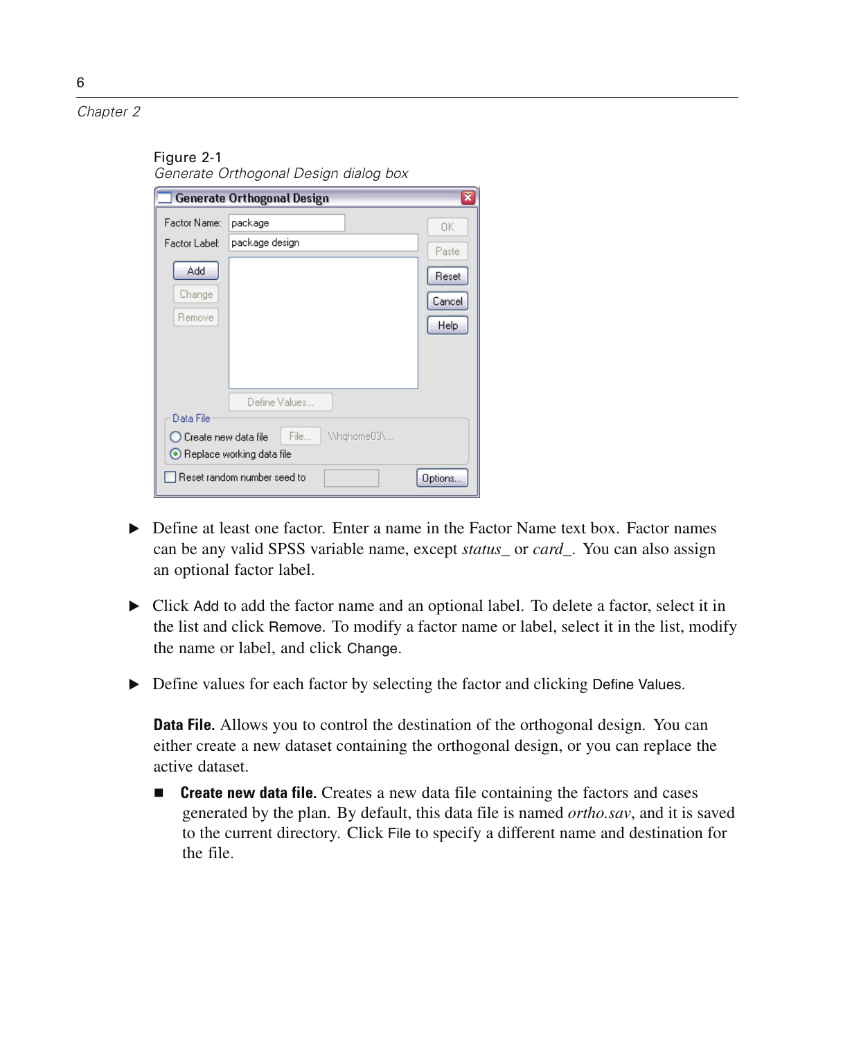Figure 2-1
*Generate Orthogonal Design dialog box*

- Define at least one factor. Enter a name in the Factor Name text box. Factor names can be any valid SPSS variable name, except *status_* or *card_*. You can also assign an optional factor label.

- Click Add to add the factor name and an optional label. To delete a factor, select it in the list and click Remove. To modify a factor name or label, select it in the list, modify the name or label, and click Change.

- Define values for each factor by selecting the factor and clicking Define Values.

**Data File.** Allows you to control the destination of the orthogonal design. You can either create a new dataset containing the orthogonal design, or you can replace the active dataset.

- **Create new data file.** Creates a new data file containing the factors and cases generated by the plan. By default, this data file is named *ortho.sav*, and it is saved to the current directory. Click File to specify a different name and destination for the file.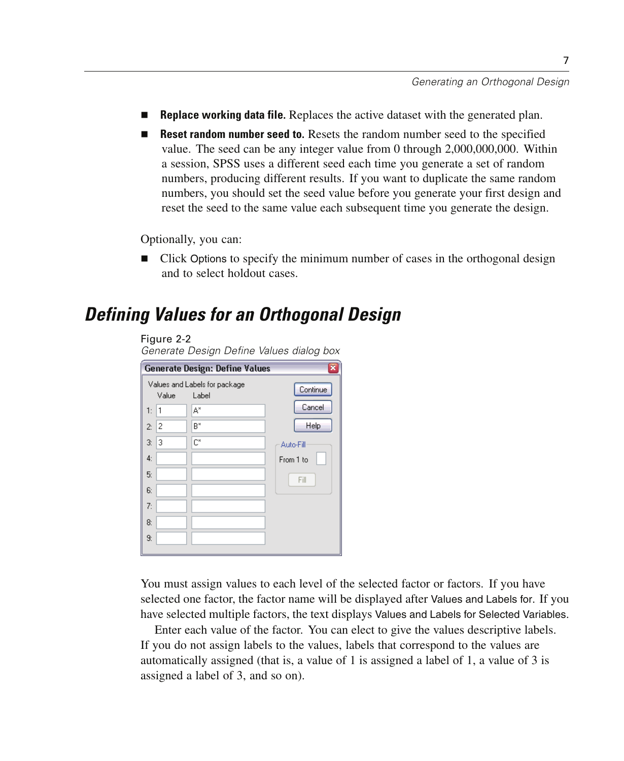- **Replace working data file.** Replaces the active dataset with the generated plan.
- **Reset random number seed to.** Resets the random number seed to the specified value. The seed can be any integer value from 0 through 2,000,000,000. Within a session, SPSS uses a different seed each time you generate a set of random numbers, producing different results. If you want to duplicate the same random numbers, you should set the seed value before you generate your first design and reset the seed to the same value each subsequent time you generate the design.

Optionally, you can:

- Click Options to specify the minimum number of cases in the orthogonal design and to select holdout cases.

## Defining Values for an Orthogonal Design

Figure 2-2
*Generate Design Define Values dialog box*

You must assign values to each level of the selected factor or factors. If you have selected one factor, the factor name will be displayed after Values and Labels for. If you have selected multiple factors, the text displays Values and Labels for Selected Variables.

Enter each value of the factor. You can elect to give the values descriptive labels. If you do not assign labels to the values, labels that correspond to the values are automatically assigned (that is, a value of 1 is assigned a label of 1, a value of 3 is assigned a label of 3, and so on).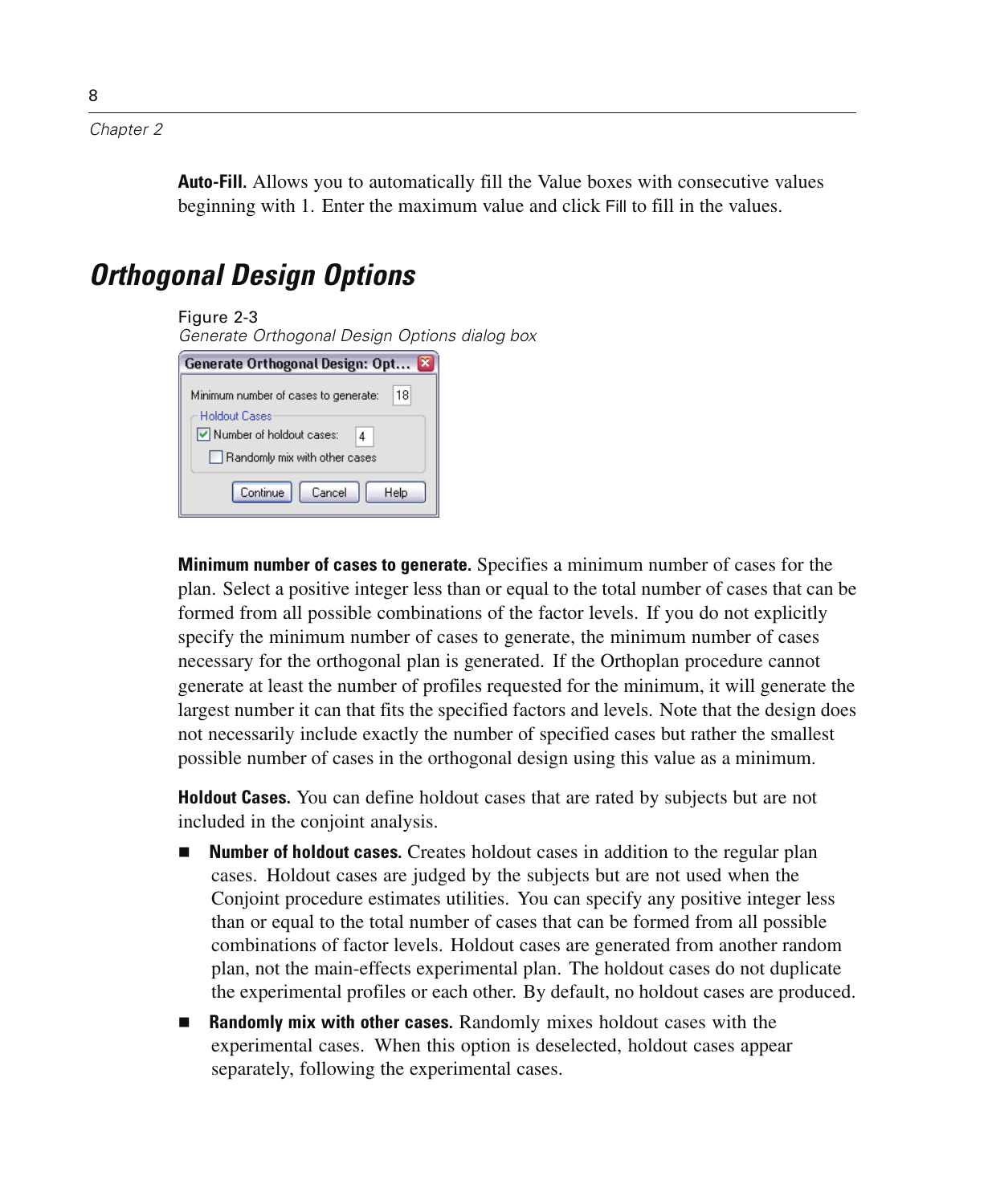**Auto-Fill.** Allows you to automatically fill the Value boxes with consecutive values beginning with 1. Enter the maximum value and click Fill to fill in the values.

## Orthogonal Design Options

Figure 2-3
*Generate Orthogonal Design Options dialog box*

**Minimum number of cases to generate.** Specifies a minimum number of cases for the plan. Select a positive integer less than or equal to the total number of cases that can be formed from all possible combinations of the factor levels. If you do not explicitly specify the minimum number of cases to generate, the minimum number of cases necessary for the orthogonal plan is generated. If the Orthoplan procedure cannot generate at least the number of profiles requested for the minimum, it will generate the largest number it can that fits the specified factors and levels. Note that the design does not necessarily include exactly the number of specified cases but rather the smallest possible number of cases in the orthogonal design using this value as a minimum.

**Holdout Cases.** You can define holdout cases that are rated by subjects but are not included in the conjoint analysis.

- **Number of holdout cases.** Creates holdout cases in addition to the regular plan cases. Holdout cases are judged by the subjects but are not used when the Conjoint procedure estimates utilities. You can specify any positive integer less than or equal to the total number of cases that can be formed from all possible combinations of factor levels. Holdout cases are generated from another random plan, not the main-effects experimental plan. The holdout cases do not duplicate the experimental profiles or each other. By default, no holdout cases are produced.
- **Randomly mix with other cases.** Randomly mixes holdout cases with the experimental cases. When this option is deselected, holdout cases appear separately, following the experimental cases.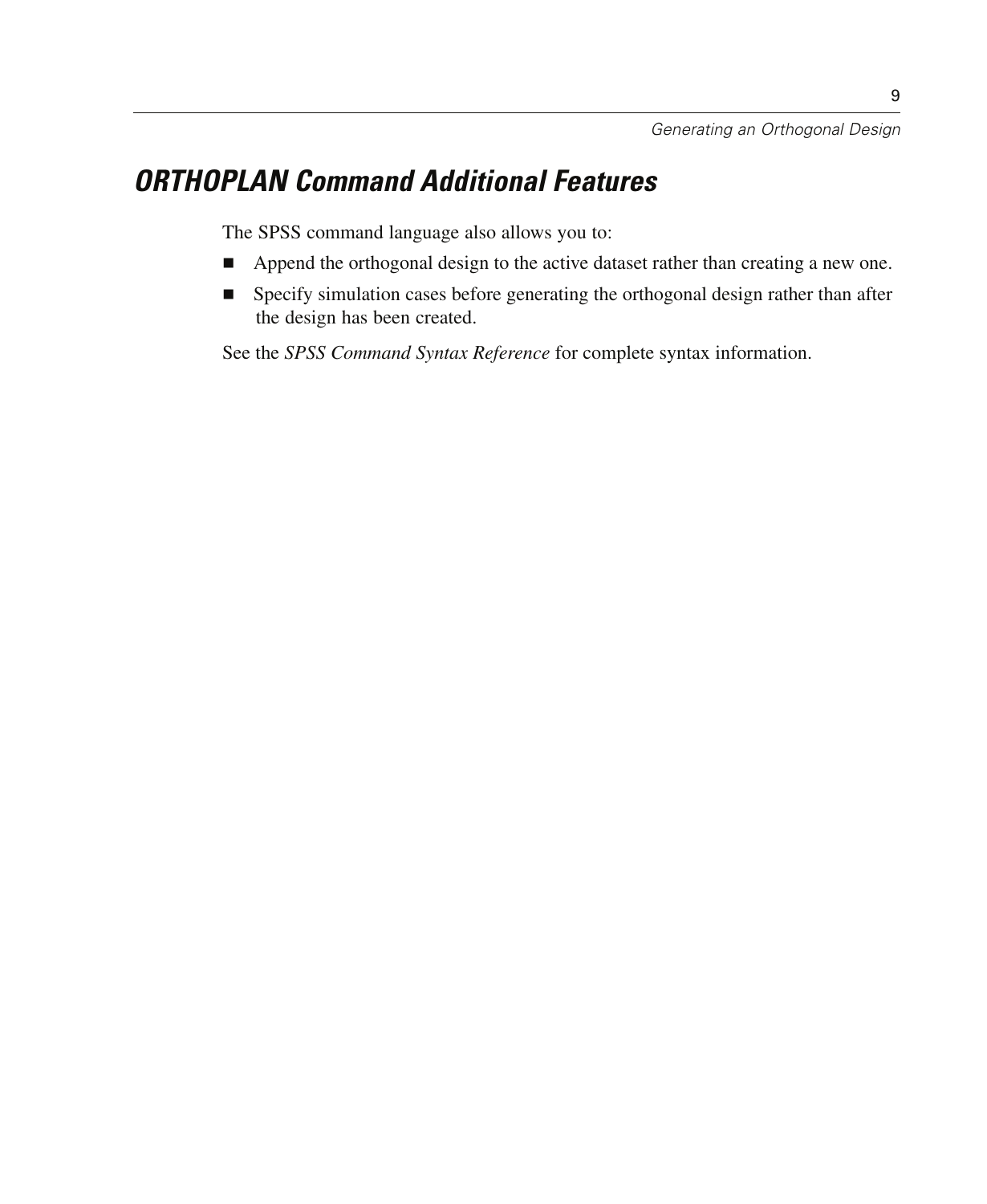## ORTHOPLAN Command Additional Features

The SPSS command language also allows you to:

- Append the orthogonal design to the active dataset rather than creating a new one.
- Specify simulation cases before generating the orthogonal design rather than after the design has been created.

See the *SPSS Command Syntax Reference* for complete syntax information.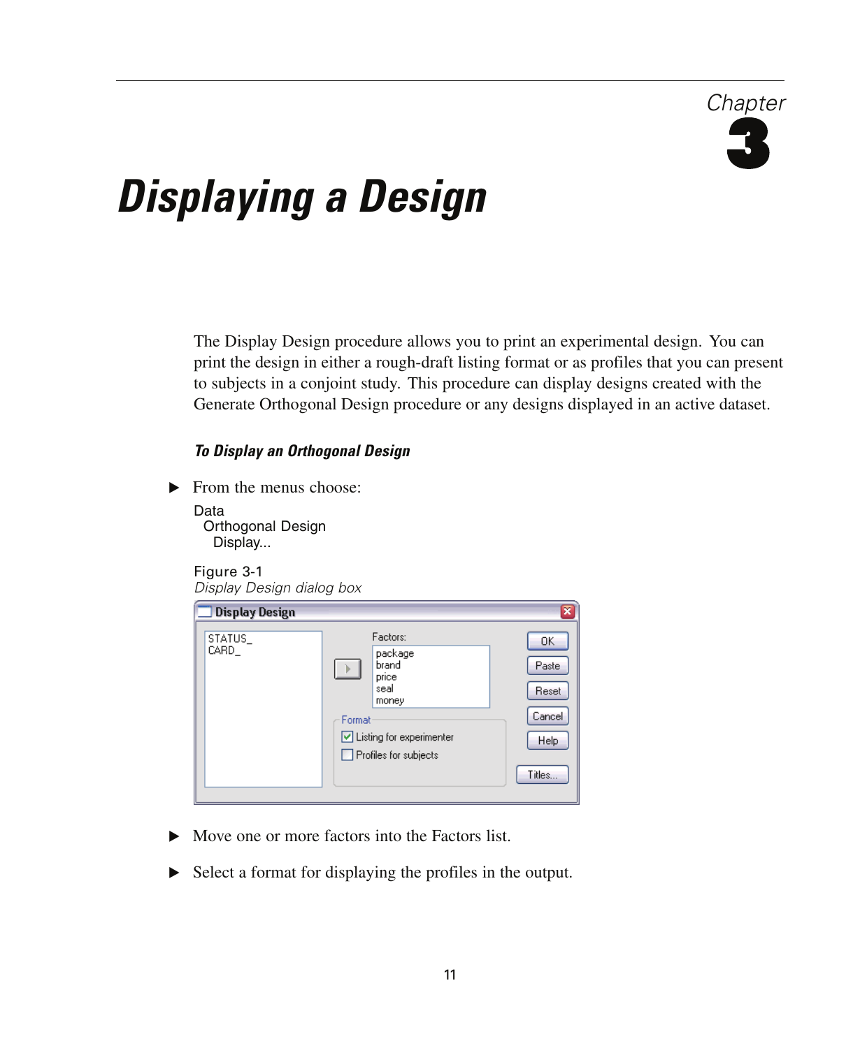Chapter

# 3

# Displaying a Design

The Display Design procedure allows you to print an experimental design. You can print the design in either a rough-draft listing format or as profiles that you can present to subjects in a conjoint study. This procedure can display designs created with the Generate Orthogonal Design procedure or any designs displayed in an active dataset.

### To Display an Orthogonal Design

▶ From the menus choose:

Data
  Orthogonal Design
    Display...

Figure 3-1
*Display Design dialog box*

▶ Move one or more factors into the Factors list.

▶ Select a format for displaying the profiles in the output.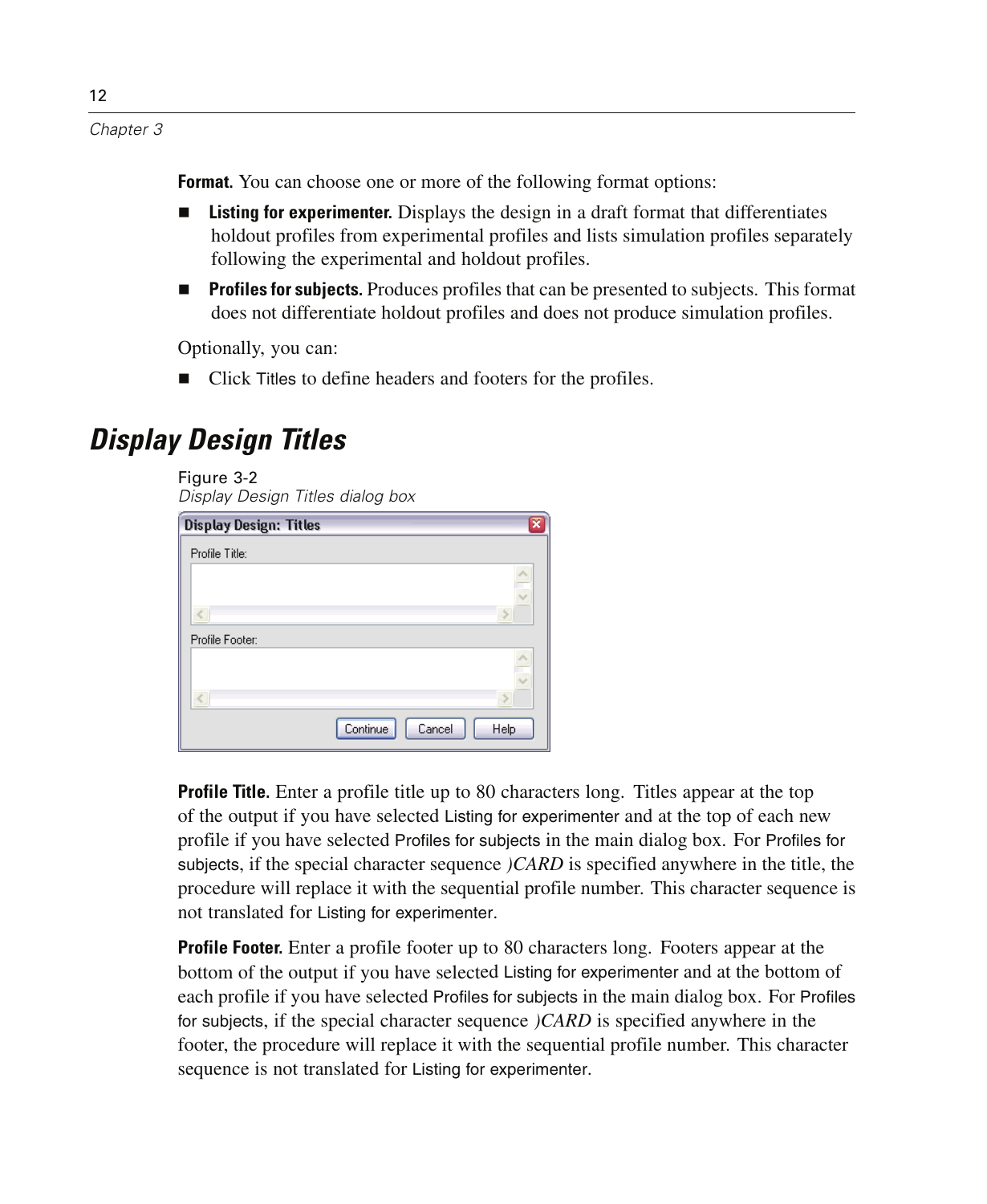**Format.** You can choose one or more of the following format options:

- **Listing for experimenter.** Displays the design in a draft format that differentiates holdout profiles from experimental profiles and lists simulation profiles separately following the experimental and holdout profiles.
- **Profiles for subjects.** Produces profiles that can be presented to subjects. This format does not differentiate holdout profiles and does not produce simulation profiles.

Optionally, you can:

- Click Titles to define headers and footers for the profiles.

## Display Design Titles

Figure 3-2
*Display Design Titles dialog box*

**Profile Title.** Enter a profile title up to 80 characters long. Titles appear at the top of the output if you have selected Listing for experimenter and at the top of each new profile if you have selected Profiles for subjects in the main dialog box. For Profiles for subjects, if the special character sequence *)CARD* is specified anywhere in the title, the procedure will replace it with the sequential profile number. This character sequence is not translated for Listing for experimenter.

**Profile Footer.** Enter a profile footer up to 80 characters long. Footers appear at the bottom of the output if you have selected Listing for experimenter and at the bottom of each profile if you have selected Profiles for subjects in the main dialog box. For Profiles for subjects, if the special character sequence *)CARD* is specified anywhere in the footer, the procedure will replace it with the sequential profile number. This character sequence is not translated for Listing for experimenter.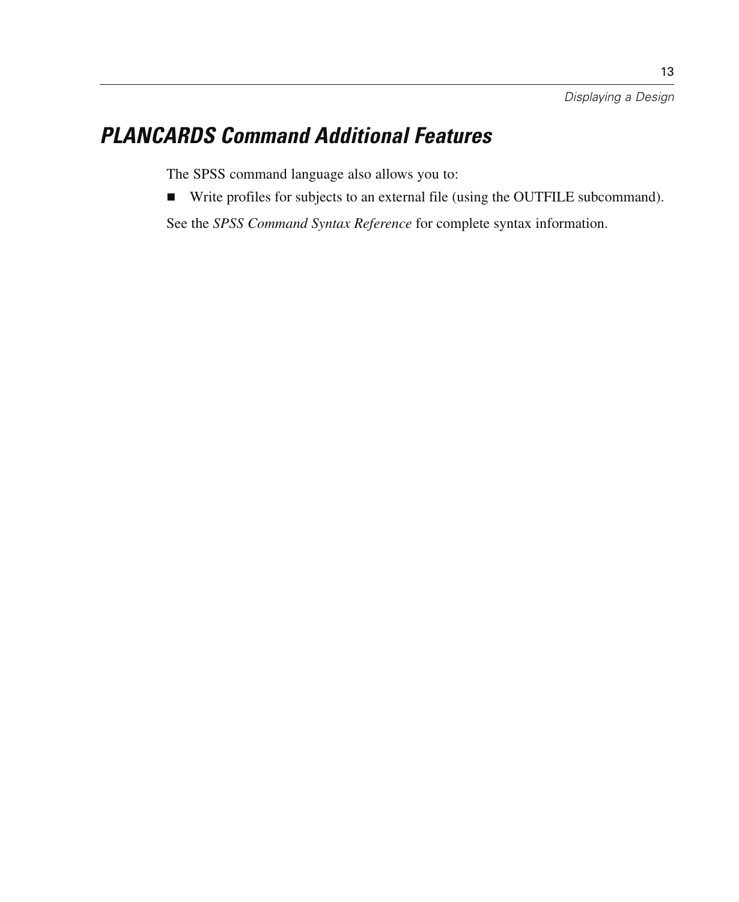## PLANCARDS Command Additional Features

The SPSS command language also allows you to:

- Write profiles for subjects to an external file (using the OUTFILE subcommand).

See the *SPSS Command Syntax Reference* for complete syntax information.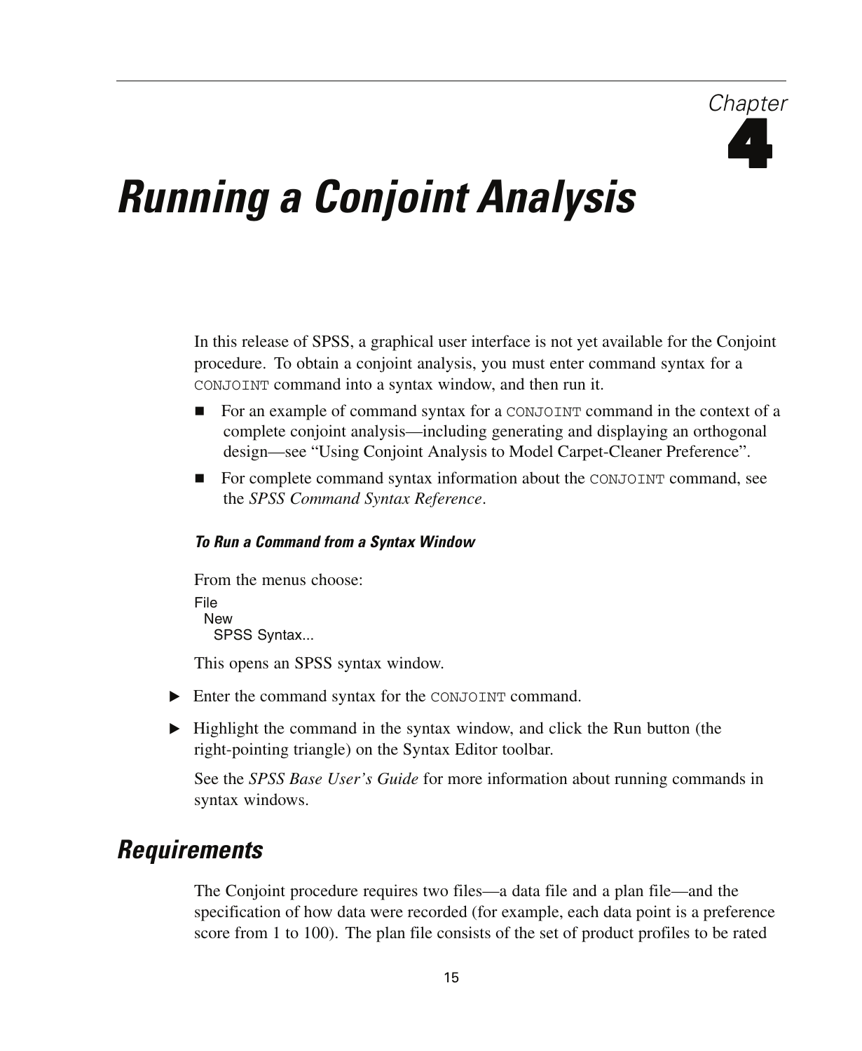Chapter

# 4

# *Running a Conjoint Analysis*

In this release of SPSS, a graphical user interface is not yet available for the Conjoint procedure. To obtain a conjoint analysis, you must enter command syntax for a `CONJOINT` command into a syntax window, and then run it.

- For an example of command syntax for a `CONJOINT` command in the context of a complete conjoint analysis—including generating and displaying an orthogonal design—see "Using Conjoint Analysis to Model Carpet-Cleaner Preference".
- For complete command syntax information about the `CONJOINT` command, see the *SPSS Command Syntax Reference*.

#### *To Run a Command from a Syntax Window*

From the menus choose:

File  
  New  
    SPSS Syntax...

This opens an SPSS syntax window.

▶ Enter the command syntax for the `CONJOINT` command.

▶ Highlight the command in the syntax window, and click the Run button (the right-pointing triangle) on the Syntax Editor toolbar.

See the *SPSS Base User's Guide* for more information about running commands in syntax windows.

## *Requirements*

The Conjoint procedure requires two files—a data file and a plan file—and the specification of how data were recorded (for example, each data point is a preference score from 1 to 100). The plan file consists of the set of product profiles to be rated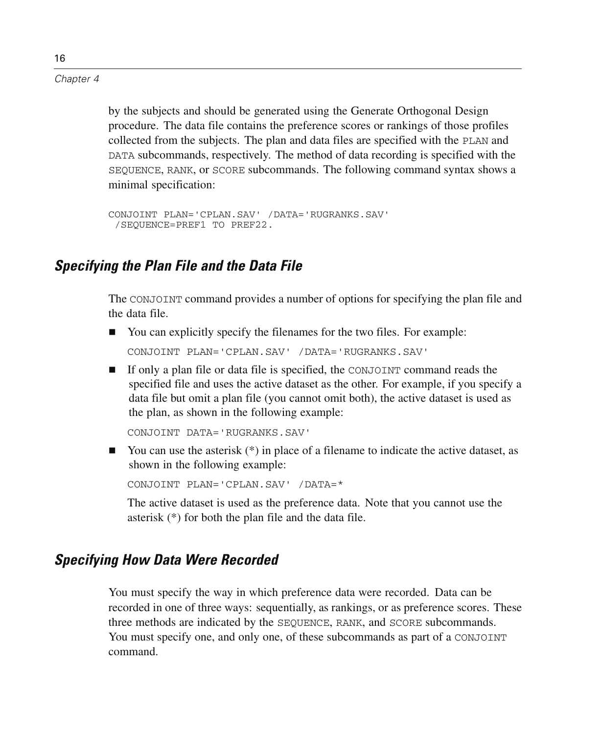by the subjects and should be generated using the Generate Orthogonal Design procedure. The data file contains the preference scores or rankings of those profiles collected from the subjects. The plan and data files are specified with the PLAN and DATA subcommands, respectively. The method of data recording is specified with the SEQUENCE, RANK, or SCORE subcommands. The following command syntax shows a minimal specification:

```
CONJOINT PLAN='CPLAN.SAV' /DATA='RUGRANKS.SAV'
 /SEQUENCE=PREF1 TO PREF22.
```

## Specifying the Plan File and the Data File

The CONJOINT command provides a number of options for specifying the plan file and the data file.

- You can explicitly specify the filenames for the two files. For example:

  ```
  CONJOINT PLAN='CPLAN.SAV' /DATA='RUGRANKS.SAV'
  ```

- If only a plan file or data file is specified, the CONJOINT command reads the specified file and uses the active dataset as the other. For example, if you specify a data file but omit a plan file (you cannot omit both), the active dataset is used as the plan, as shown in the following example:

  ```
  CONJOINT DATA='RUGRANKS.SAV'
  ```

- You can use the asterisk (*) in place of a filename to indicate the active dataset, as shown in the following example:

  ```
  CONJOINT PLAN='CPLAN.SAV' /DATA=*
  ```

  The active dataset is used as the preference data. Note that you cannot use the asterisk (*) for both the plan file and the data file.

## Specifying How Data Were Recorded

You must specify the way in which preference data were recorded. Data can be recorded in one of three ways: sequentially, as rankings, or as preference scores. These three methods are indicated by the SEQUENCE, RANK, and SCORE subcommands. You must specify one, and only one, of these subcommands as part of a CONJOINT command.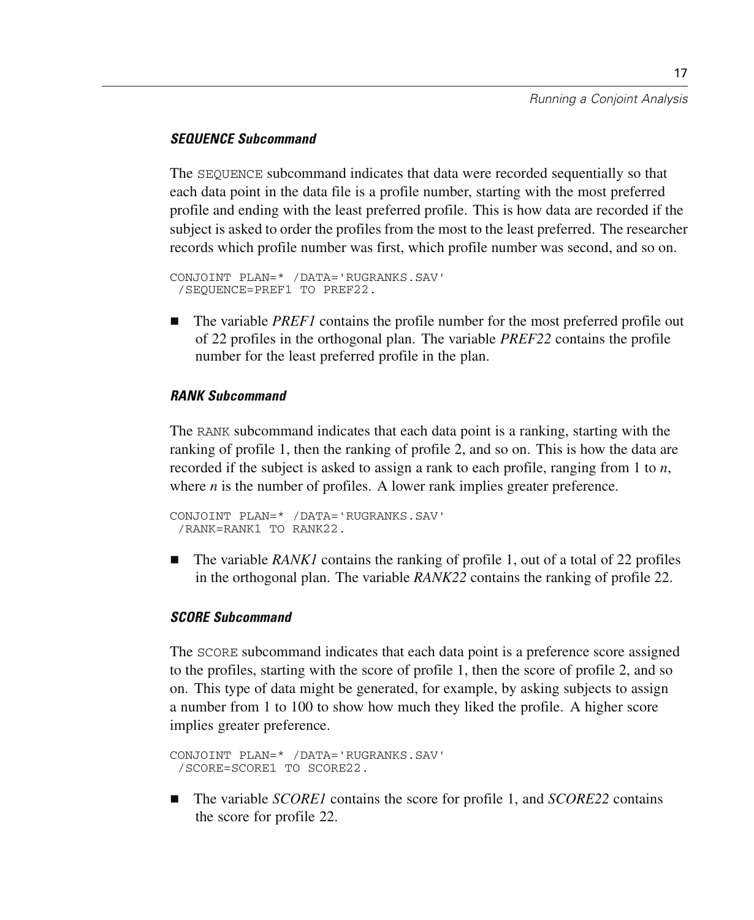### *SEQUENCE Subcommand*

The SEQUENCE subcommand indicates that data were recorded sequentially so that each data point in the data file is a profile number, starting with the most preferred profile and ending with the least preferred profile. This is how data are recorded if the subject is asked to order the profiles from the most to the least preferred. The researcher records which profile number was first, which profile number was second, and so on.

```
CONJOINT PLAN=* /DATA='RUGRANKS.SAV'
 /SEQUENCE=PREF1 TO PREF22.
```

- The variable *PREF1* contains the profile number for the most preferred profile out of 22 profiles in the orthogonal plan. The variable *PREF22* contains the profile number for the least preferred profile in the plan.

### *RANK Subcommand*

The RANK subcommand indicates that each data point is a ranking, starting with the ranking of profile 1, then the ranking of profile 2, and so on. This is how the data are recorded if the subject is asked to assign a rank to each profile, ranging from 1 to *n*, where *n* is the number of profiles. A lower rank implies greater preference.

```
CONJOINT PLAN=* /DATA='RUGRANKS.SAV'
 /RANK=RANK1 TO RANK22.
```

- The variable *RANK1* contains the ranking of profile 1, out of a total of 22 profiles in the orthogonal plan. The variable *RANK22* contains the ranking of profile 22.

### *SCORE Subcommand*

The SCORE subcommand indicates that each data point is a preference score assigned to the profiles, starting with the score of profile 1, then the score of profile 2, and so on. This type of data might be generated, for example, by asking subjects to assign a number from 1 to 100 to show how much they liked the profile. A higher score implies greater preference.

```
CONJOINT PLAN=* /DATA='RUGRANKS.SAV'
 /SCORE=SCORE1 TO SCORE22.
```

- The variable *SCORE1* contains the score for profile 1, and *SCORE22* contains the score for profile 22.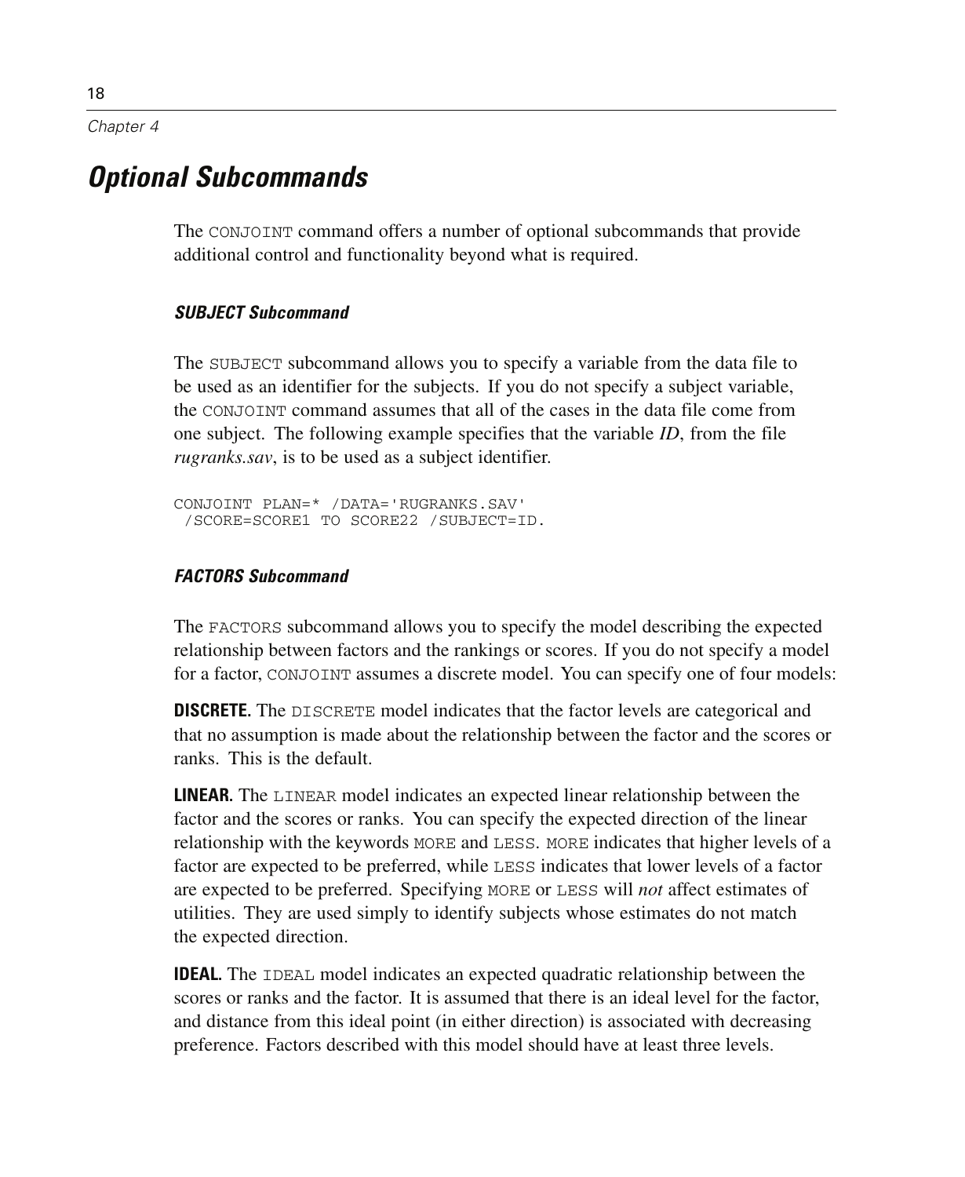# Optional Subcommands

The CONJOINT command offers a number of optional subcommands that provide additional control and functionality beyond what is required.

### SUBJECT Subcommand

The SUBJECT subcommand allows you to specify a variable from the data file to be used as an identifier for the subjects. If you do not specify a subject variable, the CONJOINT command assumes that all of the cases in the data file come from one subject. The following example specifies that the variable *ID*, from the file *rugranks.sav*, is to be used as a subject identifier.

```
CONJOINT PLAN=* /DATA='RUGRANKS.SAV'
 /SCORE=SCORE1 TO SCORE22 /SUBJECT=ID.
```

### FACTORS Subcommand

The FACTORS subcommand allows you to specify the model describing the expected relationship between factors and the rankings or scores. If you do not specify a model for a factor, CONJOINT assumes a discrete model. You can specify one of four models:

**DISCRETE.** The DISCRETE model indicates that the factor levels are categorical and that no assumption is made about the relationship between the factor and the scores or ranks. This is the default.

**LINEAR.** The LINEAR model indicates an expected linear relationship between the factor and the scores or ranks. You can specify the expected direction of the linear relationship with the keywords MORE and LESS. MORE indicates that higher levels of a factor are expected to be preferred, while LESS indicates that lower levels of a factor are expected to be preferred. Specifying MORE or LESS will *not* affect estimates of utilities. They are used simply to identify subjects whose estimates do not match the expected direction.

**IDEAL.** The IDEAL model indicates an expected quadratic relationship between the scores or ranks and the factor. It is assumed that there is an ideal level for the factor, and distance from this ideal point (in either direction) is associated with decreasing preference. Factors described with this model should have at least three levels.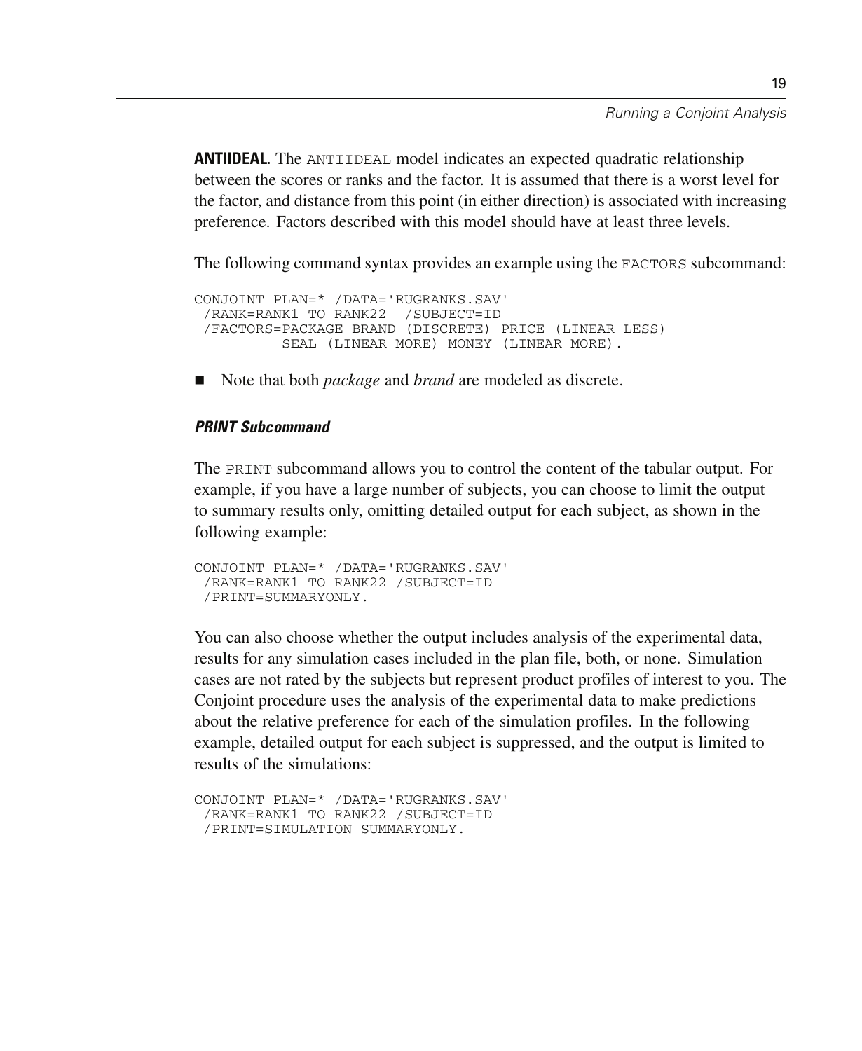**ANTIIDEAL.** The ANTIIDEAL model indicates an expected quadratic relationship between the scores or ranks and the factor. It is assumed that there is a worst level for the factor, and distance from this point (in either direction) is associated with increasing preference. Factors described with this model should have at least three levels.

The following command syntax provides an example using the FACTORS subcommand:

```
CONJOINT PLAN=* /DATA='RUGRANKS.SAV'
 /RANK=RANK1 TO RANK22  /SUBJECT=ID
 /FACTORS=PACKAGE BRAND (DISCRETE) PRICE (LINEAR LESS)
          SEAL (LINEAR MORE) MONEY (LINEAR MORE).
```

- Note that both *package* and *brand* are modeled as discrete.

#### *PRINT Subcommand*

The PRINT subcommand allows you to control the content of the tabular output. For example, if you have a large number of subjects, you can choose to limit the output to summary results only, omitting detailed output for each subject, as shown in the following example:

```
CONJOINT PLAN=* /DATA='RUGRANKS.SAV'
 /RANK=RANK1 TO RANK22 /SUBJECT=ID
 /PRINT=SUMMARYONLY.
```

You can also choose whether the output includes analysis of the experimental data, results for any simulation cases included in the plan file, both, or none. Simulation cases are not rated by the subjects but represent product profiles of interest to you. The Conjoint procedure uses the analysis of the experimental data to make predictions about the relative preference for each of the simulation profiles. In the following example, detailed output for each subject is suppressed, and the output is limited to results of the simulations:

```
CONJOINT PLAN=* /DATA='RUGRANKS.SAV'
 /RANK=RANK1 TO RANK22 /SUBJECT=ID
 /PRINT=SIMULATION SUMMARYONLY.
```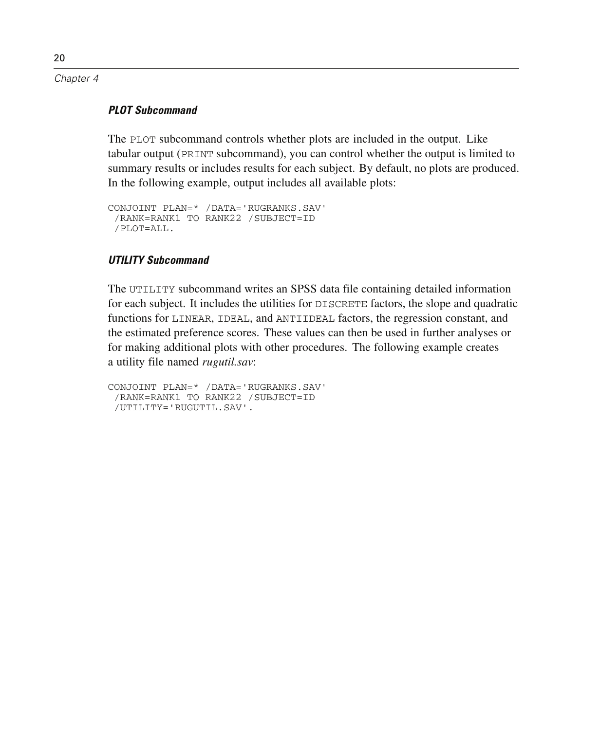### *PLOT Subcommand*

The `PLOT` subcommand controls whether plots are included in the output. Like tabular output (`PRINT` subcommand), you can control whether the output is limited to summary results or includes results for each subject. By default, no plots are produced. In the following example, output includes all available plots:

```
CONJOINT PLAN=* /DATA='RUGRANKS.SAV'
 /RANK=RANK1 TO RANK22 /SUBJECT=ID
 /PLOT=ALL.
```

### *UTILITY Subcommand*

The `UTILITY` subcommand writes an SPSS data file containing detailed information for each subject. It includes the utilities for `DISCRETE` factors, the slope and quadratic functions for `LINEAR`, `IDEAL`, and `ANTIIDEAL` factors, the regression constant, and the estimated preference scores. These values can then be used in further analyses or for making additional plots with other procedures. The following example creates a utility file named *rugutil.sav*:

```
CONJOINT PLAN=* /DATA='RUGRANKS.SAV'
 /RANK=RANK1 TO RANK22 /SUBJECT=ID
 /UTILITY='RUGUTIL.SAV'.
```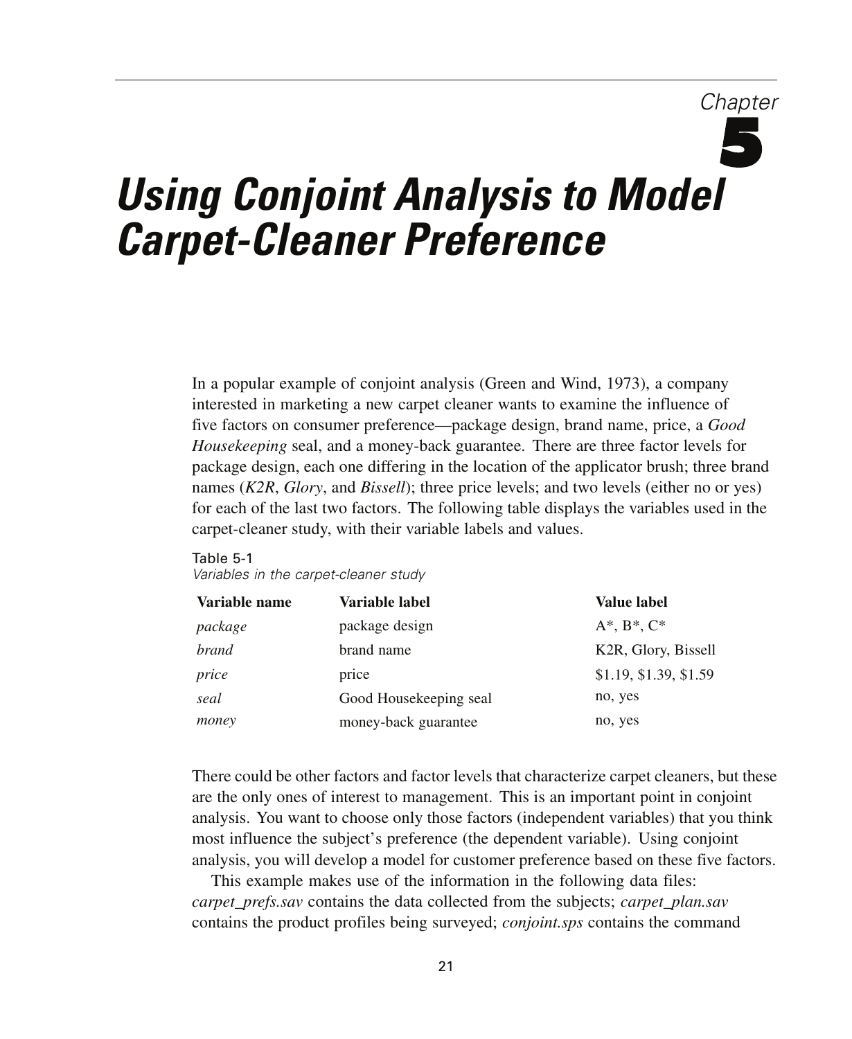# Chapter 5

# Using Conjoint Analysis to Model Carpet-Cleaner Preference

In a popular example of conjoint analysis (Green and Wind, 1973), a company interested in marketing a new carpet cleaner wants to examine the influence of five factors on consumer preference—package design, brand name, price, a *Good Housekeeping* seal, and a money-back guarantee. There are three factor levels for package design, each one differing in the location of the applicator brush; three brand names (*K2R*, *Glory*, and *Bissell*); three price levels; and two levels (either no or yes) for each of the last two factors. The following table displays the variables used in the carpet-cleaner study, with their variable labels and values.

Table 5-1
*Variables in the carpet-cleaner study*

| Variable name | Variable label | Value label |
|---|---|---|
| *package* | package design | A*, B*, C* |
| *brand* | brand name | K2R, Glory, Bissell |
| *price* | price | $1.19, $1.39, $1.59 |
| *seal* | Good Housekeeping seal | no, yes |
| *money* | money-back guarantee | no, yes |

There could be other factors and factor levels that characterize carpet cleaners, but these are the only ones of interest to management. This is an important point in conjoint analysis. You want to choose only those factors (independent variables) that you think most influence the subject's preference (the dependent variable). Using conjoint analysis, you will develop a model for customer preference based on these five factors.

This example makes use of the information in the following data files: *carpet_prefs.sav* contains the data collected from the subjects; *carpet_plan.sav* contains the product profiles being surveyed; *conjoint.sps* contains the command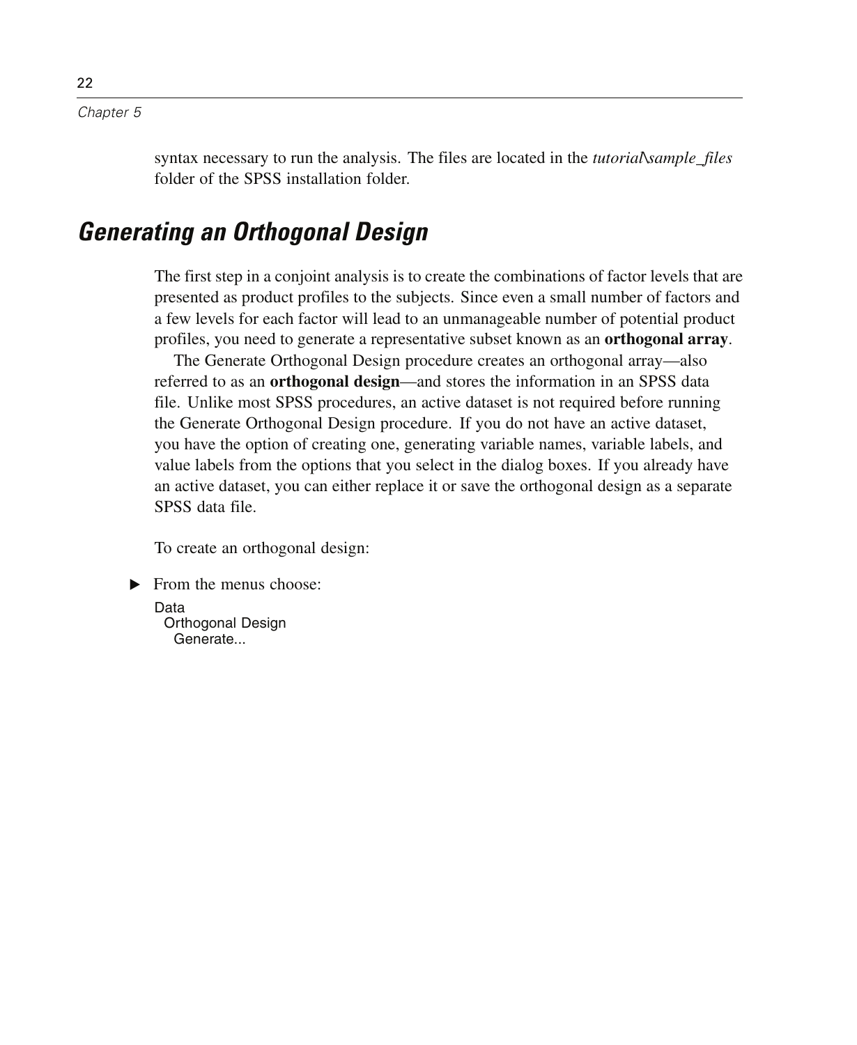syntax necessary to run the analysis. The files are located in the *tutorial\sample_files* folder of the SPSS installation folder.

## Generating an Orthogonal Design

The first step in a conjoint analysis is to create the combinations of factor levels that are presented as product profiles to the subjects. Since even a small number of factors and a few levels for each factor will lead to an unmanageable number of potential product profiles, you need to generate a representative subset known as an **orthogonal array**.

The Generate Orthogonal Design procedure creates an orthogonal array—also referred to as an **orthogonal design**—and stores the information in an SPSS data file. Unlike most SPSS procedures, an active dataset is not required before running the Generate Orthogonal Design procedure. If you do not have an active dataset, you have the option of creating one, generating variable names, variable labels, and value labels from the options that you select in the dialog boxes. If you already have an active dataset, you can either replace it or save the orthogonal design as a separate SPSS data file.

To create an orthogonal design:

► From the menus choose:

Data
  Orthogonal Design
    Generate...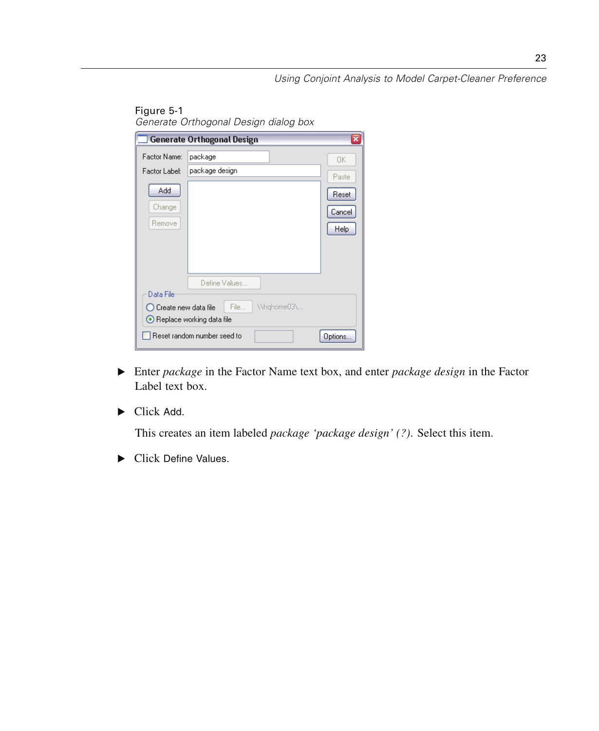Figure 5-1
*Generate Orthogonal Design dialog box*

- Enter *package* in the Factor Name text box, and enter *package design* in the Factor Label text box.
- Click Add.

  This creates an item labeled *package 'package design' (?)*. Select this item.

- Click Define Values.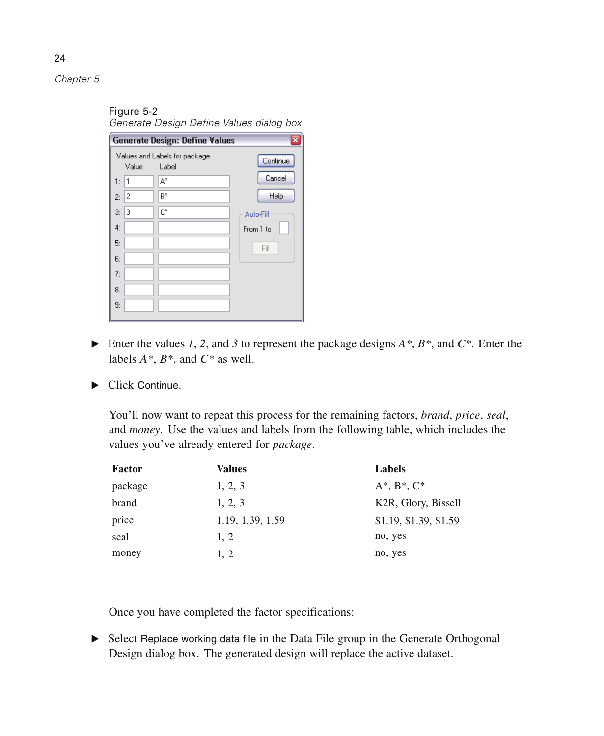Figure 5-2

*Generate Design Define Values dialog box*

- Enter the values *1*, *2*, and *3* to represent the package designs *A**, *B**, and *C**. Enter the labels *A**, *B**, and *C** as well.
- Click Continue.

You'll now want to repeat this process for the remaining factors, *brand*, *price*, *seal*, and *money*. Use the values and labels from the following table, which includes the values you've already entered for *package*.

| Factor | Values | Labels |
|---|---|---|
| package | 1, 2, 3 | A*, B*, C* |
| brand | 1, 2, 3 | K2R, Glory, Bissell |
| price | 1.19, 1.39, 1.59 | $1.19, $1.39, $1.59 |
| seal | 1, 2 | no, yes |
| money | 1, 2 | no, yes |

Once you have completed the factor specifications:

- Select Replace working data file in the Data File group in the Generate Orthogonal Design dialog box. The generated design will replace the active dataset.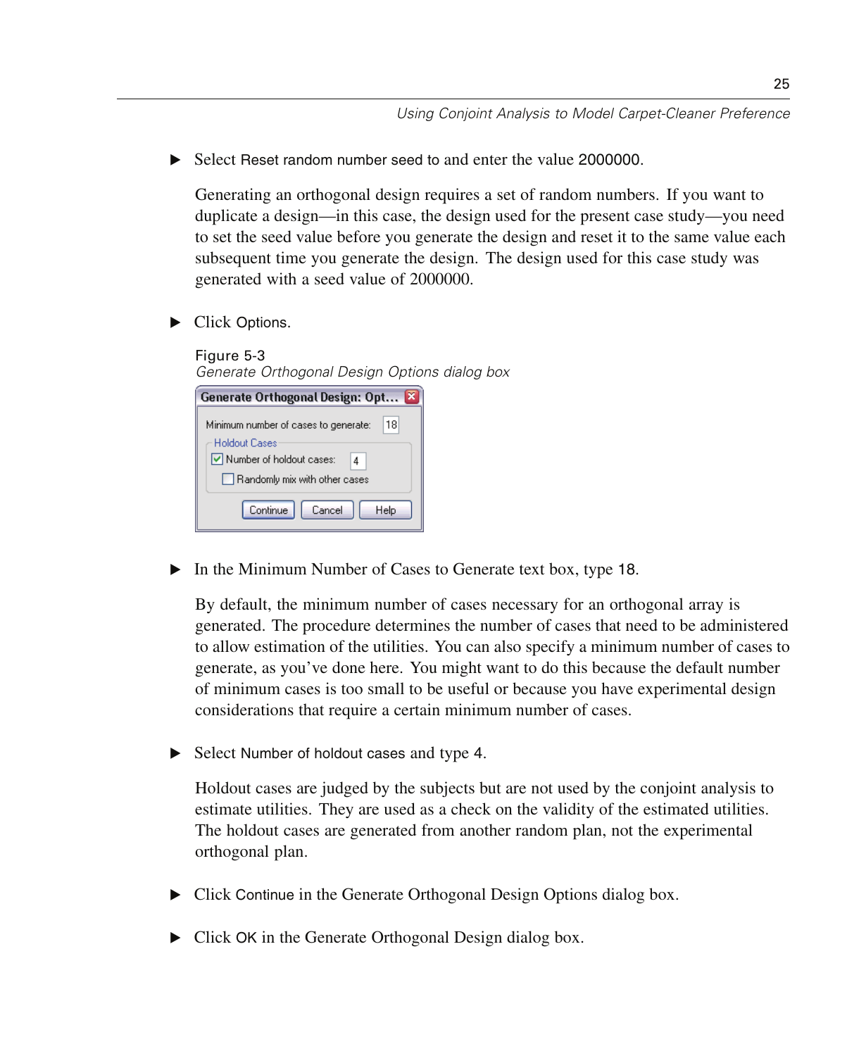- Select Reset random number seed to and enter the value 2000000.

  Generating an orthogonal design requires a set of random numbers. If you want to duplicate a design—in this case, the design used for the present case study—you need to set the seed value before you generate the design and reset it to the same value each subsequent time you generate the design. The design used for this case study was generated with a seed value of 2000000.

- Click Options.

Figure 5-3
*Generate Orthogonal Design Options dialog box*

- In the Minimum Number of Cases to Generate text box, type 18.

  By default, the minimum number of cases necessary for an orthogonal array is generated. The procedure determines the number of cases that need to be administered to allow estimation of the utilities. You can also specify a minimum number of cases to generate, as you've done here. You might want to do this because the default number of minimum cases is too small to be useful or because you have experimental design considerations that require a certain minimum number of cases.

- Select Number of holdout cases and type 4.

  Holdout cases are judged by the subjects but are not used by the conjoint analysis to estimate utilities. They are used as a check on the validity of the estimated utilities. The holdout cases are generated from another random plan, not the experimental orthogonal plan.

- Click Continue in the Generate Orthogonal Design Options dialog box.

- Click OK in the Generate Orthogonal Design dialog box.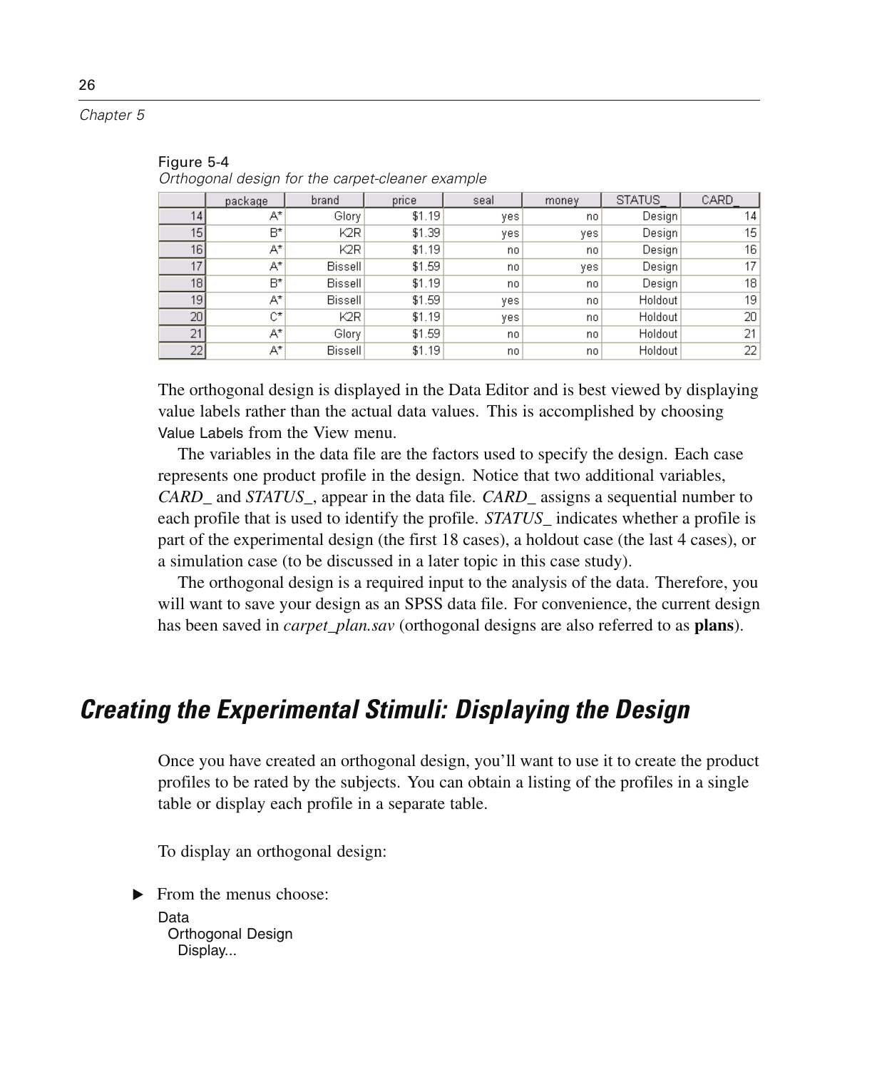Figure 5-4
*Orthogonal design for the carpet-cleaner example*

| | package | brand | price | seal | money | STATUS_ | CARD_ |
|---|---|---|---|---|---|---|---|
| 14 | A* | Glory | $1.19 | yes | no | Design | 14 |
| 15 | B* | K2R | $1.39 | yes | yes | Design | 15 |
| 16 | A* | K2R | $1.19 | no | no | Design | 16 |
| 17 | A* | Bissell | $1.59 | no | yes | Design | 17 |
| 18 | B* | Bissell | $1.19 | no | no | Design | 18 |
| 19 | A* | Bissell | $1.59 | yes | no | Holdout | 19 |
| 20 | C* | K2R | $1.19 | yes | no | Holdout | 20 |
| 21 | A* | Glory | $1.59 | no | no | Holdout | 21 |
| 22 | A* | Bissell | $1.19 | no | no | Holdout | 22 |

The orthogonal design is displayed in the Data Editor and is best viewed by displaying value labels rather than the actual data values. This is accomplished by choosing Value Labels from the View menu.

The variables in the data file are the factors used to specify the design. Each case represents one product profile in the design. Notice that two additional variables, *CARD_* and *STATUS_*, appear in the data file. *CARD_* assigns a sequential number to each profile that is used to identify the profile. *STATUS_* indicates whether a profile is part of the experimental design (the first 18 cases), a holdout case (the last 4 cases), or a simulation case (to be discussed in a later topic in this case study).

The orthogonal design is a required input to the analysis of the data. Therefore, you will want to save your design as an SPSS data file. For convenience, the current design has been saved in *carpet_plan.sav* (orthogonal designs are also referred to as **plans**).

## *Creating the Experimental Stimuli: Displaying the Design*

Once you have created an orthogonal design, you'll want to use it to create the product profiles to be rated by the subjects. You can obtain a listing of the profiles in a single table or display each profile in a separate table.

To display an orthogonal design:

▶ From the menus choose:

Data
  Orthogonal Design
    Display...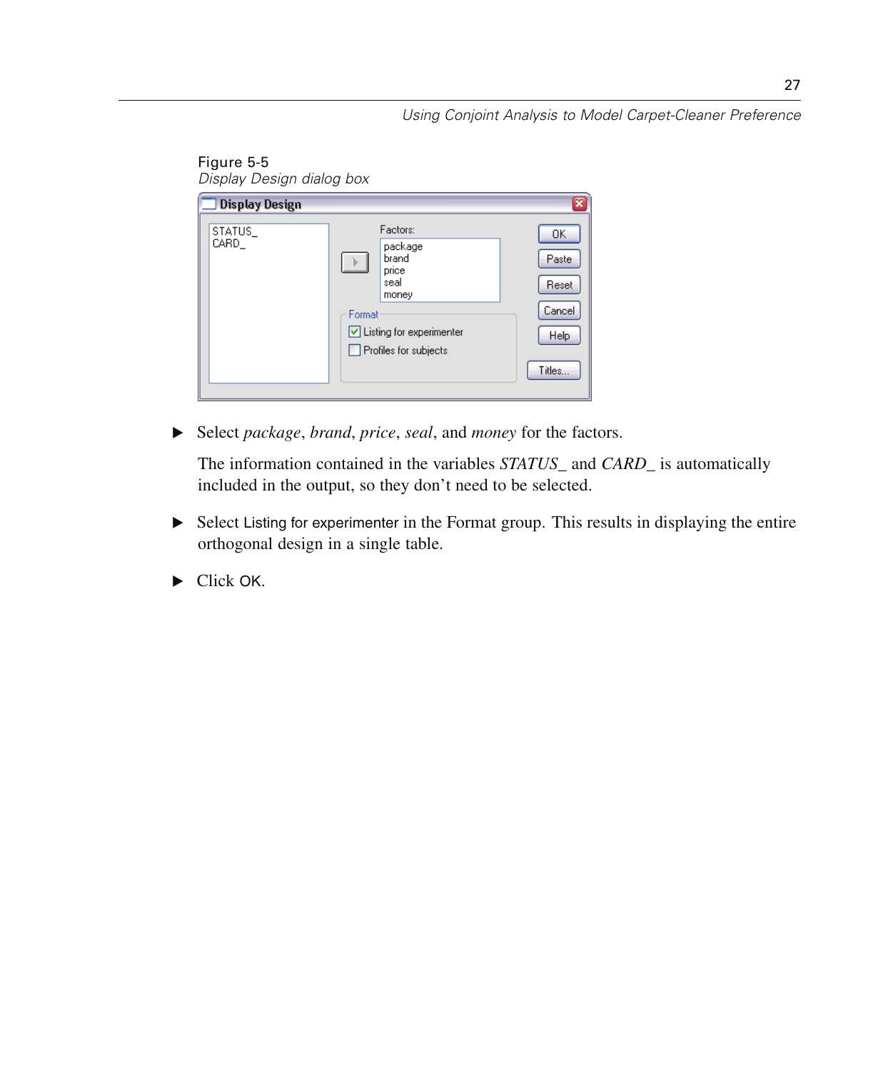Figure 5-5
*Display Design dialog box*

- Select *package*, *brand*, *price*, *seal*, and *money* for the factors.

  The information contained in the variables *STATUS_* and *CARD_* is automatically included in the output, so they don't need to be selected.

- Select Listing for experimenter in the Format group. This results in displaying the entire orthogonal design in a single table.

- Click OK.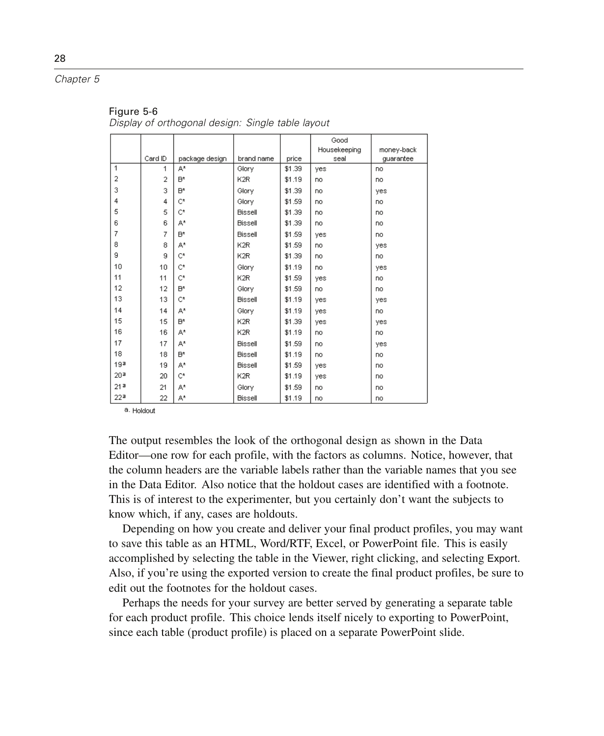Figure 5-6
*Display of orthogonal design: Single table layout*

| | Card ID | package design | brand name | price | Good Housekeeping seal | money-back guarantee |
|---|---|---|---|---|---|---|
| 1 | 1 | A* | Glory | $1.39 | yes | no |
| 2 | 2 | B* | K2R | $1.19 | no | no |
| 3 | 3 | B* | Glory | $1.39 | no | yes |
| 4 | 4 | C* | Glory | $1.59 | no | no |
| 5 | 5 | C* | Bissell | $1.39 | no | no |
| 6 | 6 | A* | Bissell | $1.39 | no | no |
| 7 | 7 | B* | Bissell | $1.59 | yes | no |
| 8 | 8 | A* | K2R | $1.59 | no | yes |
| 9 | 9 | C* | K2R | $1.39 | no | no |
| 10 | 10 | C* | Glory | $1.19 | no | yes |
| 11 | 11 | C* | K2R | $1.59 | yes | no |
| 12 | 12 | B* | Glory | $1.59 | no | no |
| 13 | 13 | C* | Bissell | $1.19 | yes | yes |
| 14 | 14 | A* | Glory | $1.19 | yes | no |
| 15 | 15 | B* | K2R | $1.39 | yes | yes |
| 16 | 16 | A* | K2R | $1.19 | no | no |
| 17 | 17 | A* | Bissell | $1.59 | no | yes |
| 18 | 18 | B* | Bissell | $1.19 | no | no |
| 19[a] | 19 | A* | Bissell | $1.59 | yes | no |
| 20[a] | 20 | C* | K2R | $1.19 | yes | no |
| 21[a] | 21 | A* | Glory | $1.59 | no | no |
| 22[a] | 22 | A* | Bissell | $1.19 | no | no |

a. Holdout

The output resembles the look of the orthogonal design as shown in the Data Editor—one row for each profile, with the factors as columns. Notice, however, that the column headers are the variable labels rather than the variable names that you see in the Data Editor. Also notice that the holdout cases are identified with a footnote. This is of interest to the experimenter, but you certainly don't want the subjects to know which, if any, cases are holdouts.

Depending on how you create and deliver your final product profiles, you may want to save this table as an HTML, Word/RTF, Excel, or PowerPoint file. This is easily accomplished by selecting the table in the Viewer, right clicking, and selecting Export. Also, if you're using the exported version to create the final product profiles, be sure to edit out the footnotes for the holdout cases.

Perhaps the needs for your survey are better served by generating a separate table for each product profile. This choice lends itself nicely to exporting to PowerPoint, since each table (product profile) is placed on a separate PowerPoint slide.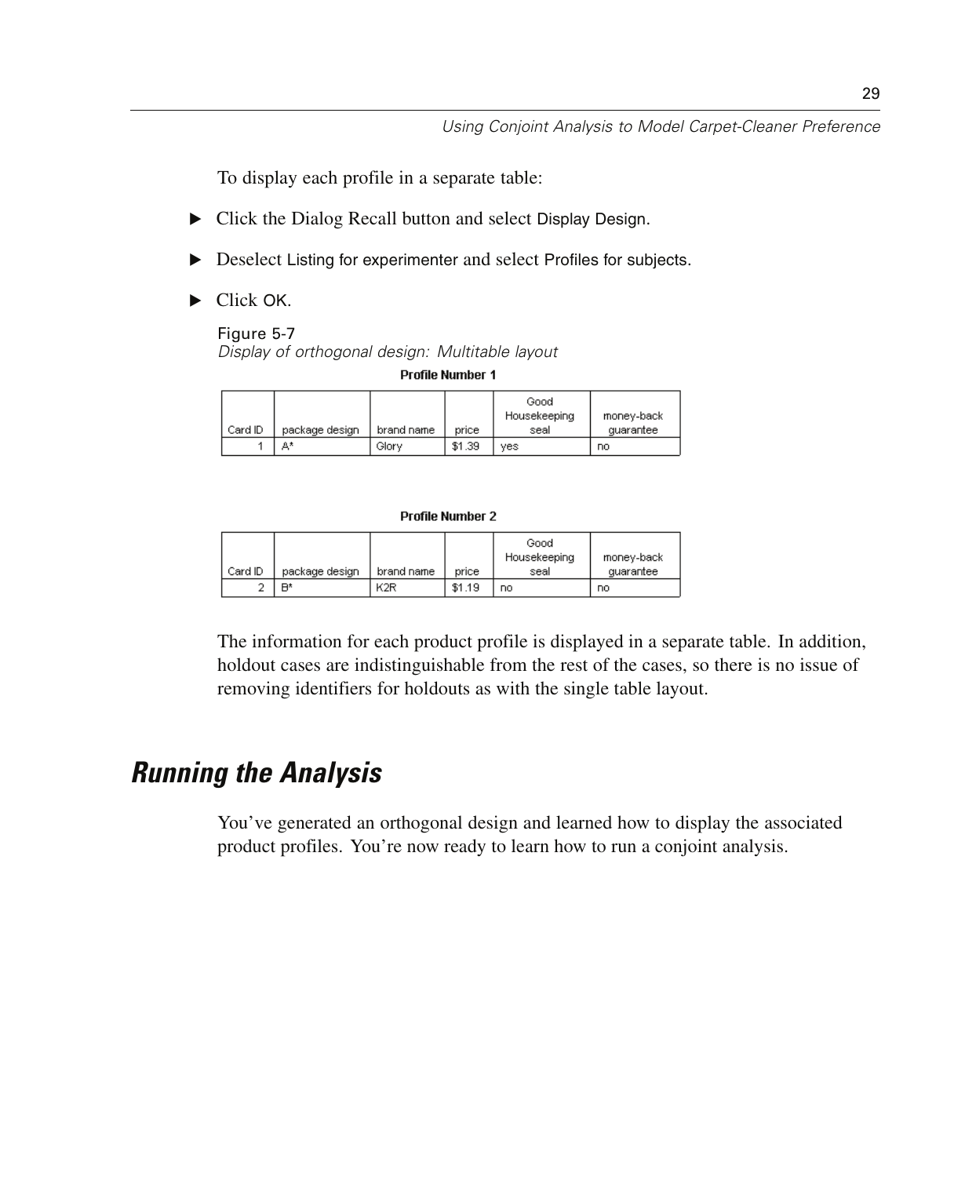To display each profile in a separate table:

- Click the Dialog Recall button and select Display Design.
- Deselect Listing for experimenter and select Profiles for subjects.
- Click OK.

Figure 5-7
*Display of orthogonal design: Multitable layout*

**Profile Number 1**

| Card ID | package design | brand name | price | Good Housekeeping seal | money-back guarantee |
|---|---|---|---|---|---|
| 1 | A* | Glory | $1.39 | yes | no |

**Profile Number 2**

| Card ID | package design | brand name | price | Good Housekeeping seal | money-back guarantee |
|---|---|---|---|---|---|
| 2 | B* | K2R | $1.19 | no | no |

The information for each product profile is displayed in a separate table. In addition, holdout cases are indistinguishable from the rest of the cases, so there is no issue of removing identifiers for holdouts as with the single table layout.

## *Running the Analysis*

You've generated an orthogonal design and learned how to display the associated product profiles. You're now ready to learn how to run a conjoint analysis.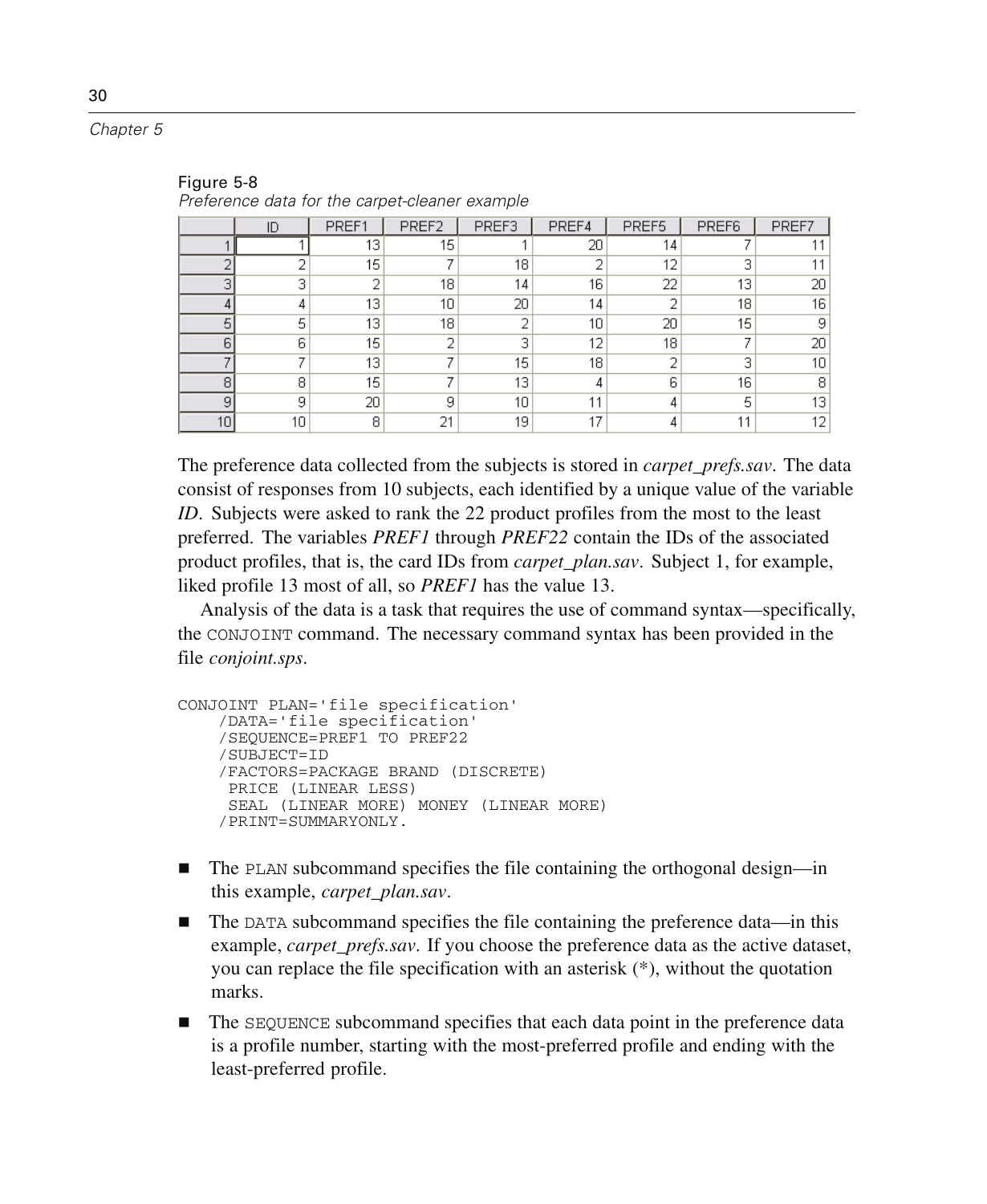Figure 5-8
*Preference data for the carpet-cleaner example*

| | ID | PREF1 | PREF2 | PREF3 | PREF4 | PREF5 | PREF6 | PREF7 |
|---|---|---|---|---|---|---|---|---|
| 1 | 1 | 13 | 15 | 1 | 20 | 14 | 7 | 11 |
| 2 | 2 | 15 | 7 | 18 | 2 | 12 | 3 | 11 |
| 3 | 3 | 2 | 18 | 14 | 16 | 22 | 13 | 20 |
| 4 | 4 | 13 | 10 | 20 | 14 | 2 | 18 | 16 |
| 5 | 5 | 13 | 18 | 2 | 10 | 20 | 15 | 9 |
| 6 | 6 | 15 | 2 | 3 | 12 | 18 | 7 | 20 |
| 7 | 7 | 13 | 7 | 15 | 18 | 2 | 3 | 10 |
| 8 | 8 | 15 | 7 | 13 | 4 | 6 | 16 | 8 |
| 9 | 9 | 20 | 9 | 10 | 11 | 4 | 5 | 13 |
| 10 | 10 | 8 | 21 | 19 | 17 | 4 | 11 | 12 |

The preference data collected from the subjects is stored in *carpet_prefs.sav*. The data consist of responses from 10 subjects, each identified by a unique value of the variable *ID*. Subjects were asked to rank the 22 product profiles from the most to the least preferred. The variables *PREF1* through *PREF22* contain the IDs of the associated product profiles, that is, the card IDs from *carpet_plan.sav*. Subject 1, for example, liked profile 13 most of all, so *PREF1* has the value 13.

Analysis of the data is a task that requires the use of command syntax—specifically, the CONJOINT command. The necessary command syntax has been provided in the file *conjoint.sps*.

```
CONJOINT PLAN='file specification'
    /DATA='file specification'
    /SEQUENCE=PREF1 TO PREF22
    /SUBJECT=ID
    /FACTORS=PACKAGE BRAND (DISCRETE)
     PRICE (LINEAR LESS)
     SEAL (LINEAR MORE) MONEY (LINEAR MORE)
    /PRINT=SUMMARYONLY.
```

- The PLAN subcommand specifies the file containing the orthogonal design—in this example, *carpet_plan.sav*.
- The DATA subcommand specifies the file containing the preference data—in this example, *carpet_prefs.sav*. If you choose the preference data as the active dataset, you can replace the file specification with an asterisk (*), without the quotation marks.
- The SEQUENCE subcommand specifies that each data point in the preference data is a profile number, starting with the most-preferred profile and ending with the least-preferred profile.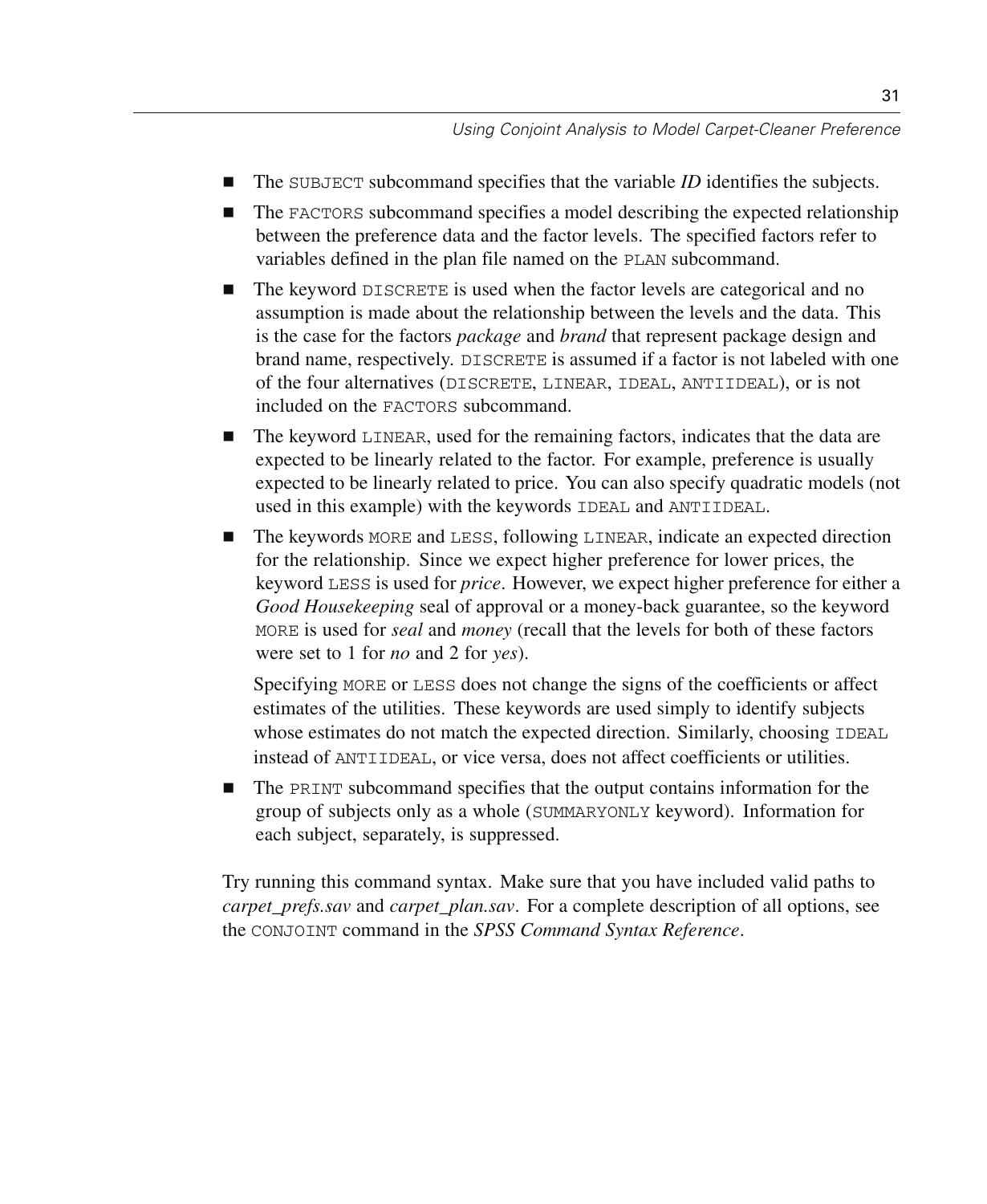- The SUBJECT subcommand specifies that the variable *ID* identifies the subjects.
- The FACTORS subcommand specifies a model describing the expected relationship between the preference data and the factor levels. The specified factors refer to variables defined in the plan file named on the PLAN subcommand.
- The keyword DISCRETE is used when the factor levels are categorical and no assumption is made about the relationship between the levels and the data. This is the case for the factors *package* and *brand* that represent package design and brand name, respectively. DISCRETE is assumed if a factor is not labeled with one of the four alternatives (DISCRETE, LINEAR, IDEAL, ANTIIDEAL), or is not included on the FACTORS subcommand.
- The keyword LINEAR, used for the remaining factors, indicates that the data are expected to be linearly related to the factor. For example, preference is usually expected to be linearly related to price. You can also specify quadratic models (not used in this example) with the keywords IDEAL and ANTIIDEAL.
- The keywords MORE and LESS, following LINEAR, indicate an expected direction for the relationship. Since we expect higher preference for lower prices, the keyword LESS is used for *price*. However, we expect higher preference for either a *Good Housekeeping* seal of approval or a money-back guarantee, so the keyword MORE is used for *seal* and *money* (recall that the levels for both of these factors were set to 1 for *no* and 2 for *yes*).

  Specifying MORE or LESS does not change the signs of the coefficients or affect estimates of the utilities. These keywords are used simply to identify subjects whose estimates do not match the expected direction. Similarly, choosing IDEAL instead of ANTIIDEAL, or vice versa, does not affect coefficients or utilities.
- The PRINT subcommand specifies that the output contains information for the group of subjects only as a whole (SUMMARYONLY keyword). Information for each subject, separately, is suppressed.

Try running this command syntax. Make sure that you have included valid paths to *carpet_prefs.sav* and *carpet_plan.sav*. For a complete description of all options, see the CONJOINT command in the *SPSS Command Syntax Reference*.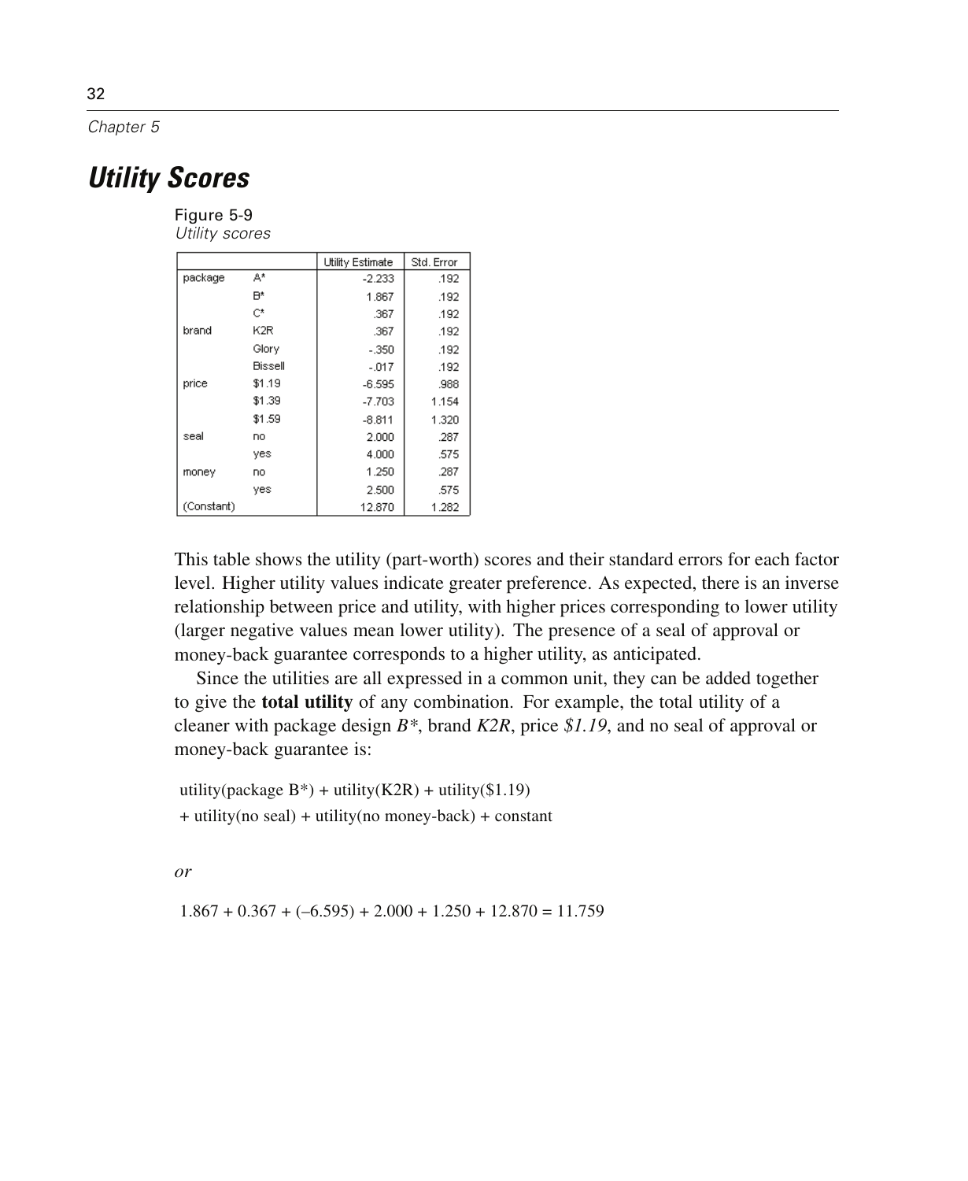## Utility Scores

Figure 5-9
*Utility scores*

| | | Utility Estimate | Std. Error |
|---|---|---|---|
| package | A* | -2.233 | .192 |
| | B* | 1.867 | .192 |
| | C* | .367 | .192 |
| brand | K2R | .367 | .192 |
| | Glory | -.350 | .192 |
| | Bissell | -.017 | .192 |
| price | $1.19 | -6.595 | .988 |
| | $1.39 | -7.703 | 1.154 |
| | $1.59 | -8.811 | 1.320 |
| seal | no | 2.000 | .287 |
| | yes | 4.000 | .575 |
| money | no | 1.250 | .287 |
| | yes | 2.500 | .575 |
| (Constant) | | 12.870 | 1.282 |

This table shows the utility (part-worth) scores and their standard errors for each factor level. Higher utility values indicate greater preference. As expected, there is an inverse relationship between price and utility, with higher prices corresponding to lower utility (larger negative values mean lower utility). The presence of a seal of approval or money-back guarantee corresponds to a higher utility, as anticipated.

Since the utilities are all expressed in a common unit, they can be added together to give the **total utility** of any combination. For example, the total utility of a cleaner with package design *B**, brand *K2R*, price *$1.19*, and no seal of approval or money-back guarantee is:

utility(package B*) + utility(K2R) + utility($1.19)
+ utility(no seal) + utility(no money-back) + constant

*or*

1.867 + 0.367 + (–6.595) + 2.000 + 1.250 + 12.870 = 11.759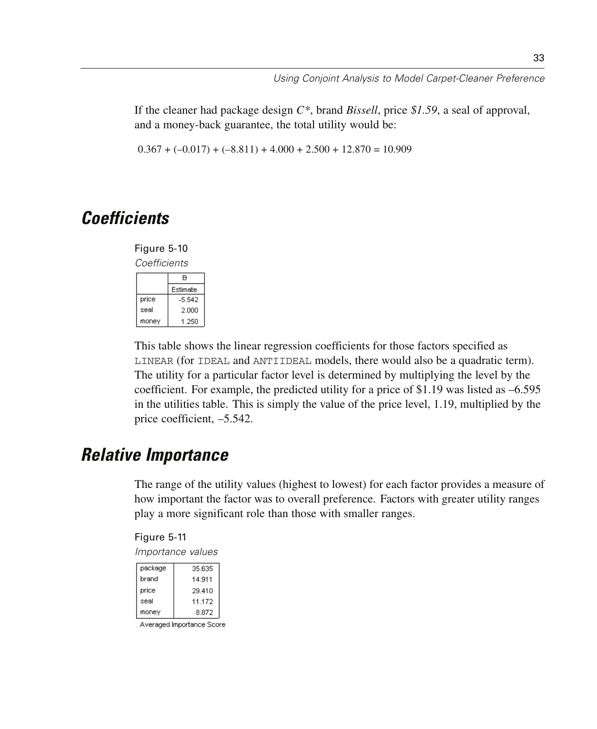If the cleaner had package design *C\**, brand *Bissell*, price *$1.59*, a seal of approval, and a money-back guarantee, the total utility would be:

$$0.367 + (-0.017) + (-8.811) + 4.000 + 2.500 + 12.870 = 10.909$$

## Coefficients

Figure 5-10

*Coefficients*

| | B |
|---|---|
| | Estimate |
| price | -5.542 |
| seal | 2.000 |
| money | 1.250 |

This table shows the linear regression coefficients for those factors specified as `LINEAR` (for `IDEAL` and `ANTIIDEAL` models, there would also be a quadratic term). The utility for a particular factor level is determined by multiplying the level by the coefficient. For example, the predicted utility for a price of $1.19 was listed as –6.595 in the utilities table. This is simply the value of the price level, 1.19, multiplied by the price coefficient, –5.542.

## Relative Importance

The range of the utility values (highest to lowest) for each factor provides a measure of how important the factor was to overall preference. Factors with greater utility ranges play a more significant role than those with smaller ranges.

Figure 5-11

*Importance values*

| | |
|---|---|
| package | 35.635 |
| brand | 14.911 |
| price | 29.410 |
| seal | 11.172 |
| money | 8.872 |

Averaged Importance Score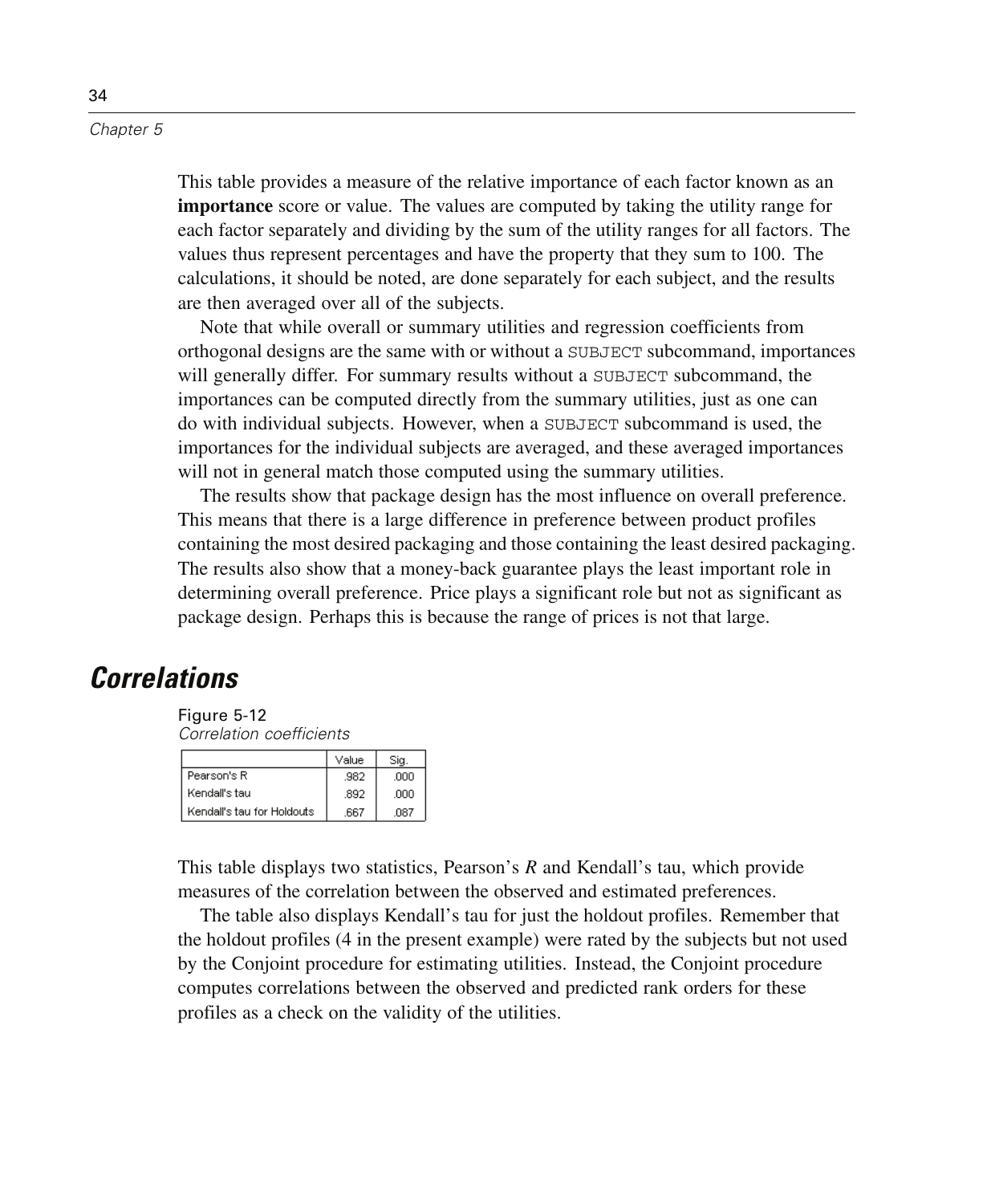This table provides a measure of the relative importance of each factor known as an **importance** score or value. The values are computed by taking the utility range for each factor separately and dividing by the sum of the utility ranges for all factors. The values thus represent percentages and have the property that they sum to 100. The calculations, it should be noted, are done separately for each subject, and the results are then averaged over all of the subjects.

Note that while overall or summary utilities and regression coefficients from orthogonal designs are the same with or without a `SUBJECT` subcommand, importances will generally differ. For summary results without a `SUBJECT` subcommand, the importances can be computed directly from the summary utilities, just as one can do with individual subjects. However, when a `SUBJECT` subcommand is used, the importances for the individual subjects are averaged, and these averaged importances will not in general match those computed using the summary utilities.

The results show that package design has the most influence on overall preference. This means that there is a large difference in preference between product profiles containing the most desired packaging and those containing the least desired packaging. The results also show that a money-back guarantee plays the least important role in determining overall preference. Price plays a significant role but not as significant as package design. Perhaps this is because the range of prices is not that large.

## Correlations

Figure 5-12
*Correlation coefficients*

| | Value | Sig. |
|---|---|---|
| Pearson's R | .982 | .000 |
| Kendall's tau | .892 | .000 |
| Kendall's tau for Holdouts | .667 | .087 |

This table displays two statistics, Pearson's *R* and Kendall's tau, which provide measures of the correlation between the observed and estimated preferences.

The table also displays Kendall's tau for just the holdout profiles. Remember that the holdout profiles (4 in the present example) were rated by the subjects but not used by the Conjoint procedure for estimating utilities. Instead, the Conjoint procedure computes correlations between the observed and predicted rank orders for these profiles as a check on the validity of the utilities.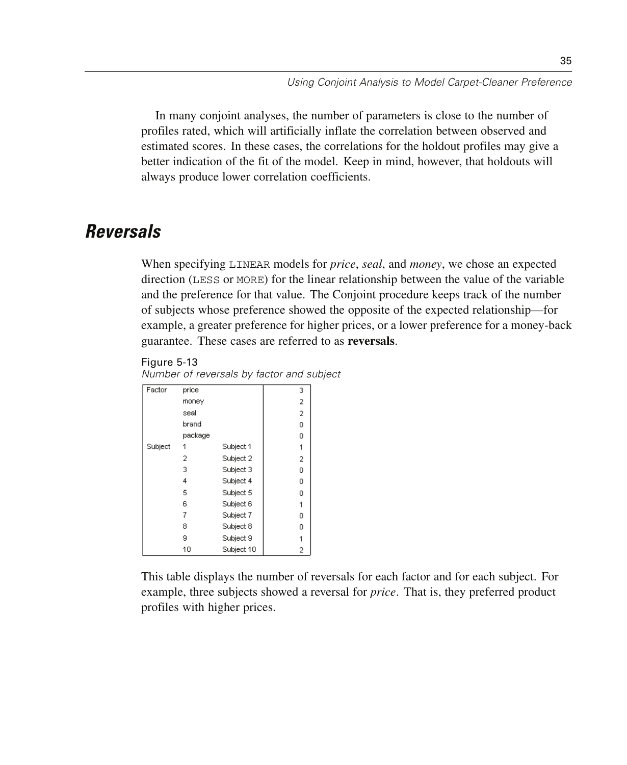In many conjoint analyses, the number of parameters is close to the number of profiles rated, which will artificially inflate the correlation between observed and estimated scores. In these cases, the correlations for the holdout profiles may give a better indication of the fit of the model. Keep in mind, however, that holdouts will always produce lower correlation coefficients.

## Reversals

When specifying `LINEAR` models for *price*, *seal*, and *money*, we chose an expected direction (`LESS` or `MORE`) for the linear relationship between the value of the variable and the preference for that value. The Conjoint procedure keeps track of the number of subjects whose preference showed the opposite of the expected relationship—for example, a greater preference for higher prices, or a lower preference for a money-back guarantee. These cases are referred to as **reversals**.

Figure 5-13
*Number of reversals by factor and subject*

| | | | |
|---|---|---|---|
| Factor | price | | 3 |
| | money | | 2 |
| | seal | | 2 |
| | brand | | 0 |
| | package | | 0 |
| Subject | 1 | Subject 1 | 1 |
| | 2 | Subject 2 | 2 |
| | 3 | Subject 3 | 0 |
| | 4 | Subject 4 | 0 |
| | 5 | Subject 5 | 0 |
| | 6 | Subject 6 | 1 |
| | 7 | Subject 7 | 0 |
| | 8 | Subject 8 | 0 |
| | 9 | Subject 9 | 1 |
| | 10 | Subject 10 | 2 |

This table displays the number of reversals for each factor and for each subject. For example, three subjects showed a reversal for *price*. That is, they preferred product profiles with higher prices.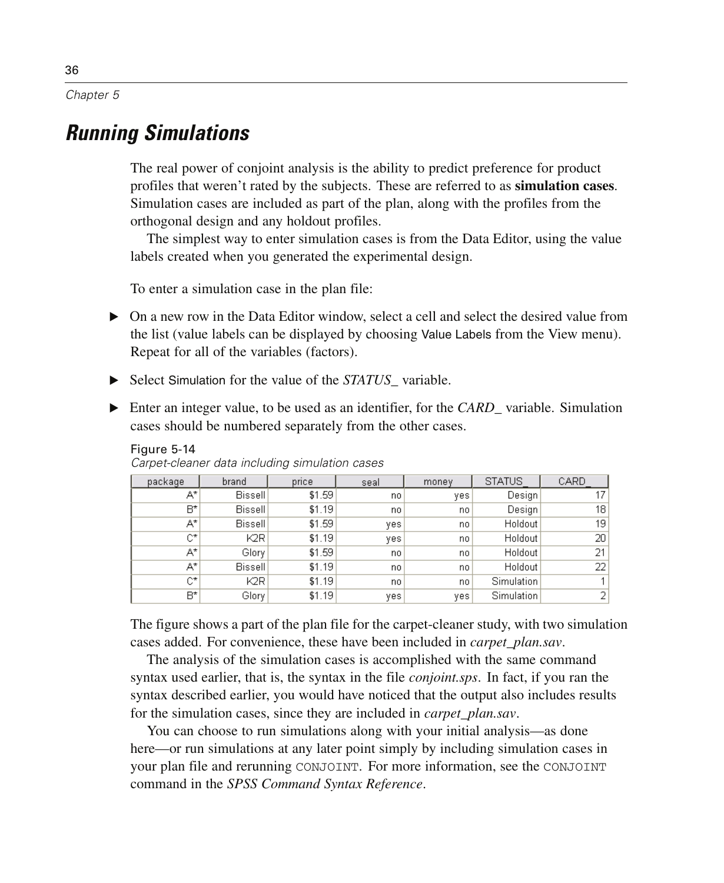## Running Simulations

The real power of conjoint analysis is the ability to predict preference for product profiles that weren't rated by the subjects. These are referred to as **simulation cases**. Simulation cases are included as part of the plan, along with the profiles from the orthogonal design and any holdout profiles.

The simplest way to enter simulation cases is from the Data Editor, using the value labels created when you generated the experimental design.

To enter a simulation case in the plan file:

- ▶ On a new row in the Data Editor window, select a cell and select the desired value from the list (value labels can be displayed by choosing Value Labels from the View menu). Repeat for all of the variables (factors).
- ▶ Select Simulation for the value of the *STATUS_* variable.
- ▶ Enter an integer value, to be used as an identifier, for the *CARD_* variable. Simulation cases should be numbered separately from the other cases.

Figure 5-14
*Carpet-cleaner data including simulation cases*

| package | brand | price | seal | money | STATUS_ | CARD_ |
|---|---|---|---|---|---|---|
| A* | Bissell | $1.59 | no | yes | Design | 17 |
| B* | Bissell | $1.19 | no | no | Design | 18 |
| A* | Bissell | $1.59 | yes | no | Holdout | 19 |
| C* | K2R | $1.19 | yes | no | Holdout | 20 |
| A* | Glory | $1.59 | no | no | Holdout | 21 |
| A* | Bissell | $1.19 | no | no | Holdout | 22 |
| C* | K2R | $1.19 | no | no | Simulation | 1 |
| B* | Glory | $1.19 | yes | yes | Simulation | 2 |

The figure shows a part of the plan file for the carpet-cleaner study, with two simulation cases added. For convenience, these have been included in *carpet_plan.sav*.

The analysis of the simulation cases is accomplished with the same command syntax used earlier, that is, the syntax in the file *conjoint.sps*. In fact, if you ran the syntax described earlier, you would have noticed that the output also includes results for the simulation cases, since they are included in *carpet_plan.sav*.

You can choose to run simulations along with your initial analysis—as done here—or run simulations at any later point simply by including simulation cases in your plan file and rerunning `CONJOINT`. For more information, see the `CONJOINT` command in the *SPSS Command Syntax Reference*.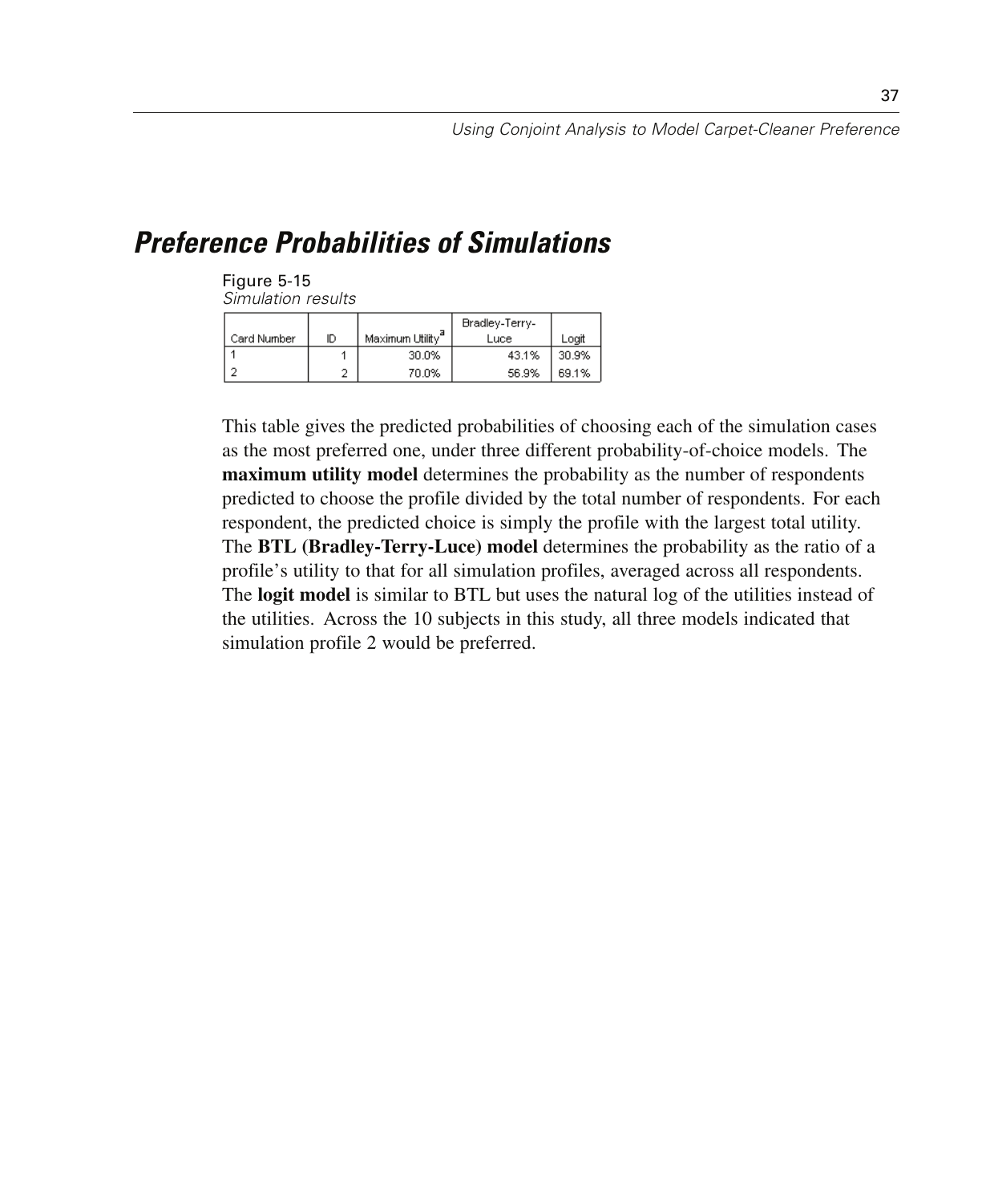## Preference Probabilities of Simulations

Figure 5-15
*Simulation results*

| Card Number | ID | Maximum Utility[a] | Bradley-Terry-Luce | Logit |
|---|---|---|---|---|
| 1 | 1 | 30.0% | 43.1% | 30.9% |
| 2 | 2 | 70.0% | 56.9% | 69.1% |

This table gives the predicted probabilities of choosing each of the simulation cases as the most preferred one, under three different probability-of-choice models. The **maximum utility model** determines the probability as the number of respondents predicted to choose the profile divided by the total number of respondents. For each respondent, the predicted choice is simply the profile with the largest total utility. The **BTL (Bradley-Terry-Luce) model** determines the probability as the ratio of a profile's utility to that for all simulation profiles, averaged across all respondents. The **logit model** is similar to BTL but uses the natural log of the utilities instead of the utilities. Across the 10 subjects in this study, all three models indicated that simulation profile 2 would be preferred.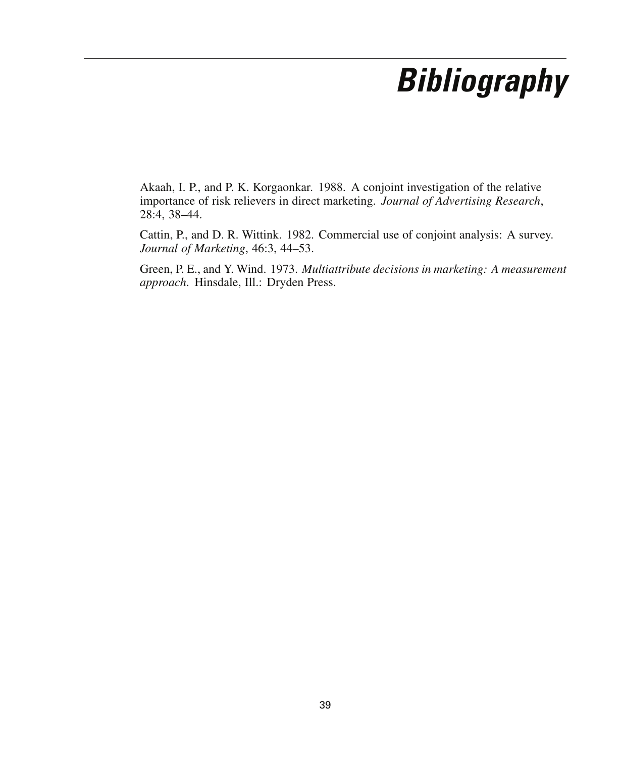# Bibliography

Akaah, I. P., and P. K. Korgaonkar. 1988. A conjoint investigation of the relative importance of risk relievers in direct marketing. *Journal of Advertising Research*, 28:4, 38–44.

Cattin, P., and D. R. Wittink. 1982. Commercial use of conjoint analysis: A survey. *Journal of Marketing*, 46:3, 44–53.

Green, P. E., and Y. Wind. 1973. *Multiattribute decisions in marketing: A measurement approach*. Hinsdale, Ill.: Dryden Press.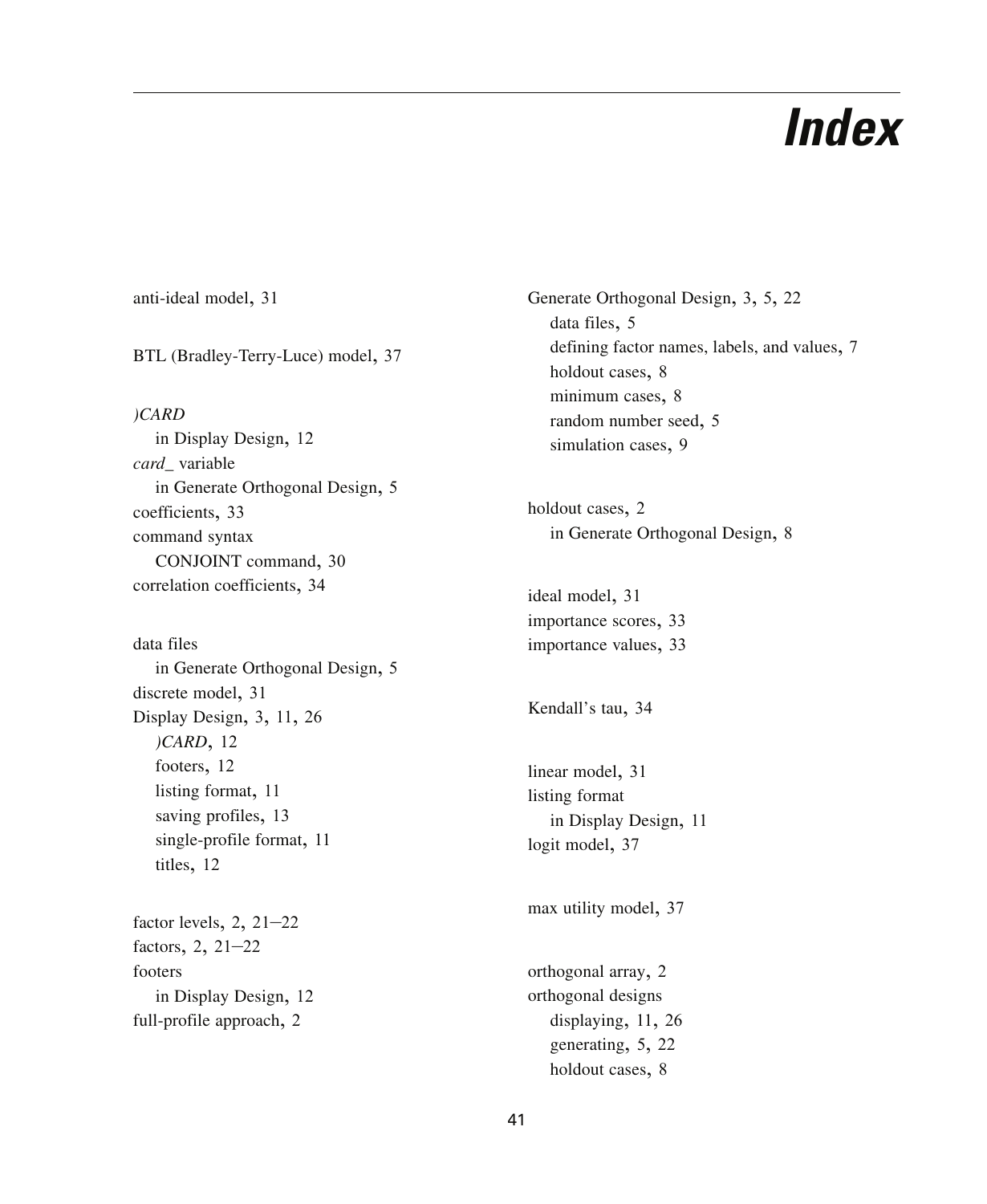# Index

anti-ideal model, 31

BTL (Bradley-Terry-Luce) model, 37

*)CARD*
  in Display Design, 12
*card_* variable
  in Generate Orthogonal Design, 5
coefficients, 33
command syntax
  CONJOINT command, 30
correlation coefficients, 34

data files
  in Generate Orthogonal Design, 5
discrete model, 31
Display Design, 3, 11, 26
  *)CARD*, 12
  footers, 12
  listing format, 11
  saving profiles, 13
  single-profile format, 11
  titles, 12

factor levels, 2, 21–22
factors, 2, 21–22
footers
  in Display Design, 12
full-profile approach, 2

Generate Orthogonal Design, 3, 5, 22
  data files, 5
  defining factor names, labels, and values, 7
  holdout cases, 8
  minimum cases, 8
  random number seed, 5
  simulation cases, 9

holdout cases, 2
  in Generate Orthogonal Design, 8

ideal model, 31
importance scores, 33
importance values, 33

Kendall's tau, 34

linear model, 31
listing format
  in Display Design, 11
logit model, 37

max utility model, 37

orthogonal array, 2
orthogonal designs
  displaying, 11, 26
  generating, 5, 22
  holdout cases, 8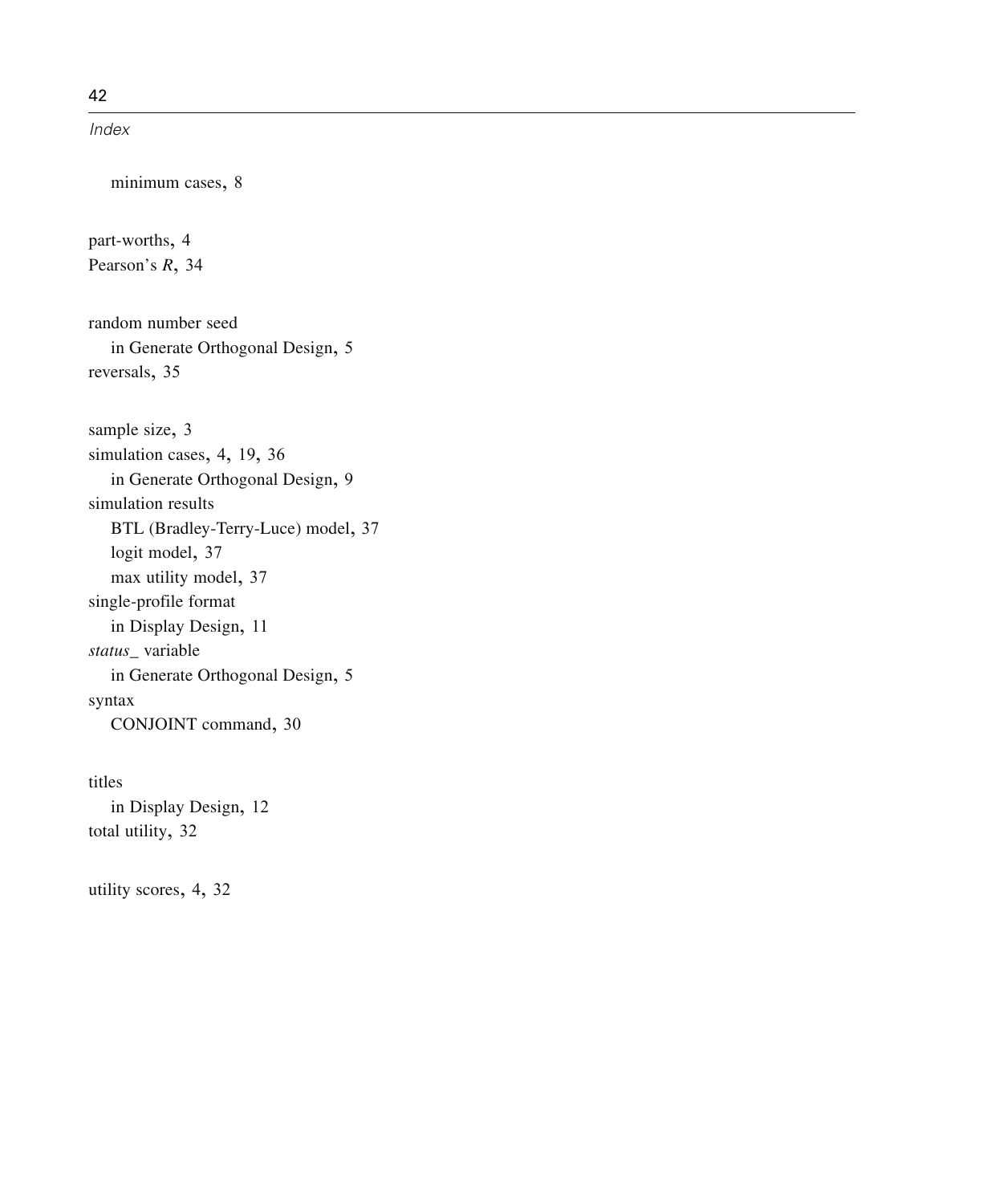minimum cases, 8

part-worths, 4
Pearson's *R*, 34

random number seed
    in Generate Orthogonal Design, 5
reversals, 35

sample size, 3
simulation cases, 4, 19, 36
    in Generate Orthogonal Design, 9
simulation results
    BTL (Bradley-Terry-Luce) model, 37
    logit model, 37
    max utility model, 37
single-profile format
    in Display Design, 11
*status_* variable
    in Generate Orthogonal Design, 5
syntax
    CONJOINT command, 30

titles
    in Display Design, 12
total utility, 32

utility scores, 4, 32